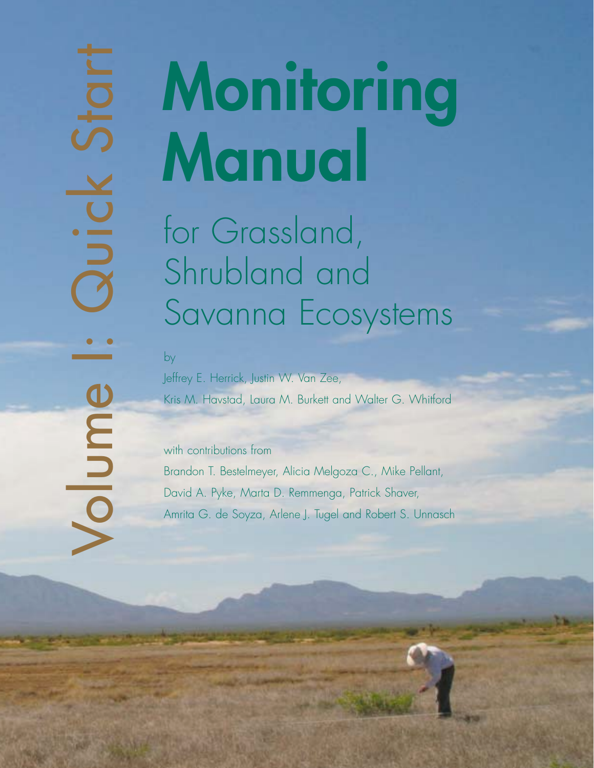Volume I: Quick Start

# Monitoring Manual

## for Grassland, Shrubland and Savanna Ecosystems

by

Jeffrey E. Herrick, Justin W. Van Zee,
Kris M. Havstad, Laura M. Burkett and Walter G. Whitford

with contributions from

Brandon T. Bestelmeyer, Alicia Melgoza C., Mike Pellant,
David A. Pyke, Marta D. Remmenga, Patrick Shaver,
Amrita G. de Soyza, Arlene J. Tugel and Robert S. Unnasch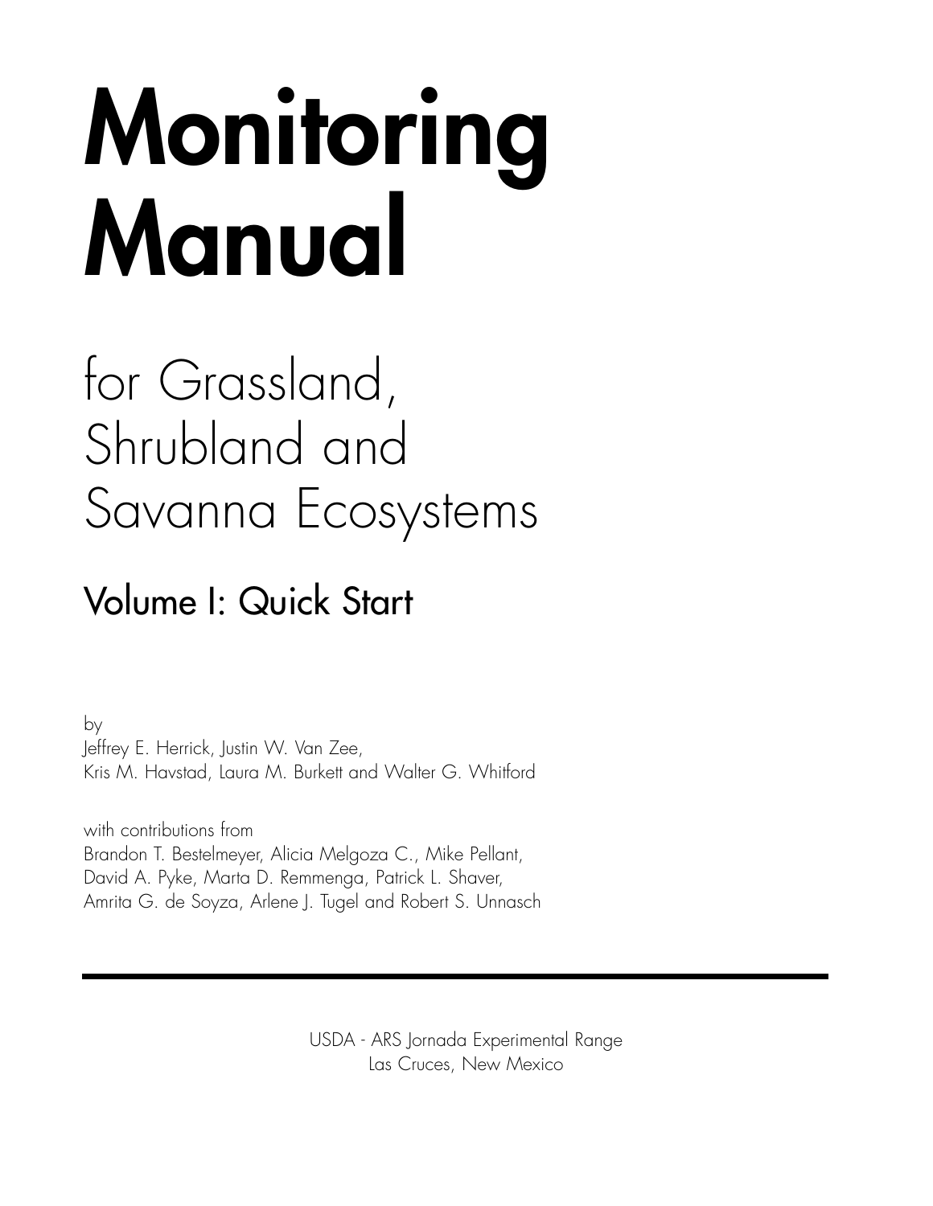# Monitoring Manual

## for Grassland, Shrubland and Savanna Ecosystems

### Volume I: Quick Start

by
Jeffrey E. Herrick, Justin W. Van Zee,
Kris M. Havstad, Laura M. Burkett and Walter G. Whitford

with contributions from
Brandon T. Bestelmeyer, Alicia Melgoza C., Mike Pellant,
David A. Pyke, Marta D. Remmenga, Patrick L. Shaver,
Amrita G. de Soyza, Arlene J. Tugel and Robert S. Unnasch

---

USDA - ARS Jornada Experimental Range
Las Cruces, New Mexico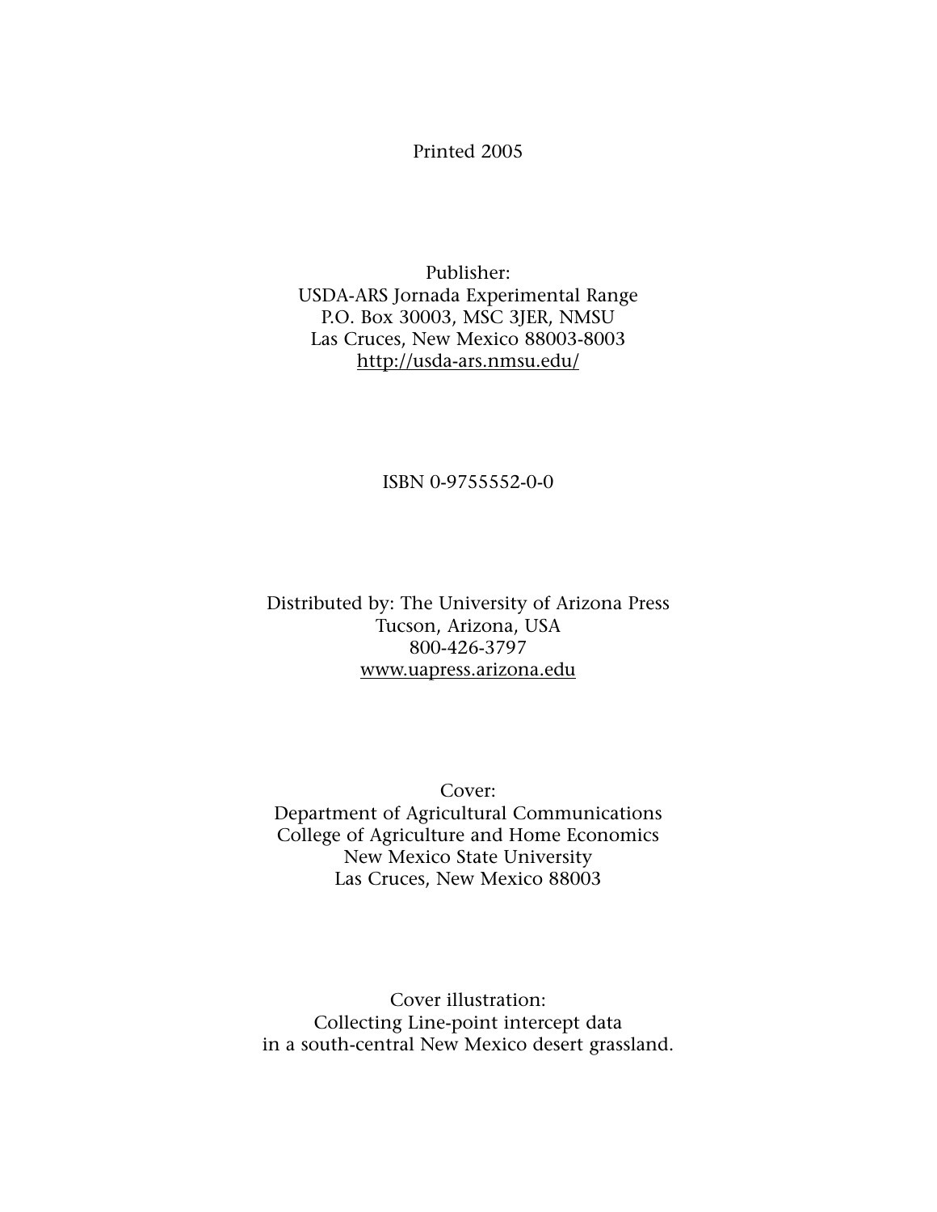Printed 2005

Publisher:
USDA-ARS Jornada Experimental Range
P.O. Box 30003, MSC 3JER, NMSU
Las Cruces, New Mexico 88003-8003
http://usda-ars.nmsu.edu/

ISBN 0-9755552-0-0

Distributed by: The University of Arizona Press
Tucson, Arizona, USA
800-426-3797
www.uapress.arizona.edu

Cover:
Department of Agricultural Communications
College of Agriculture and Home Economics
New Mexico State University
Las Cruces, New Mexico 88003

Cover illustration:
Collecting Line-point intercept data
in a south-central New Mexico desert grassland.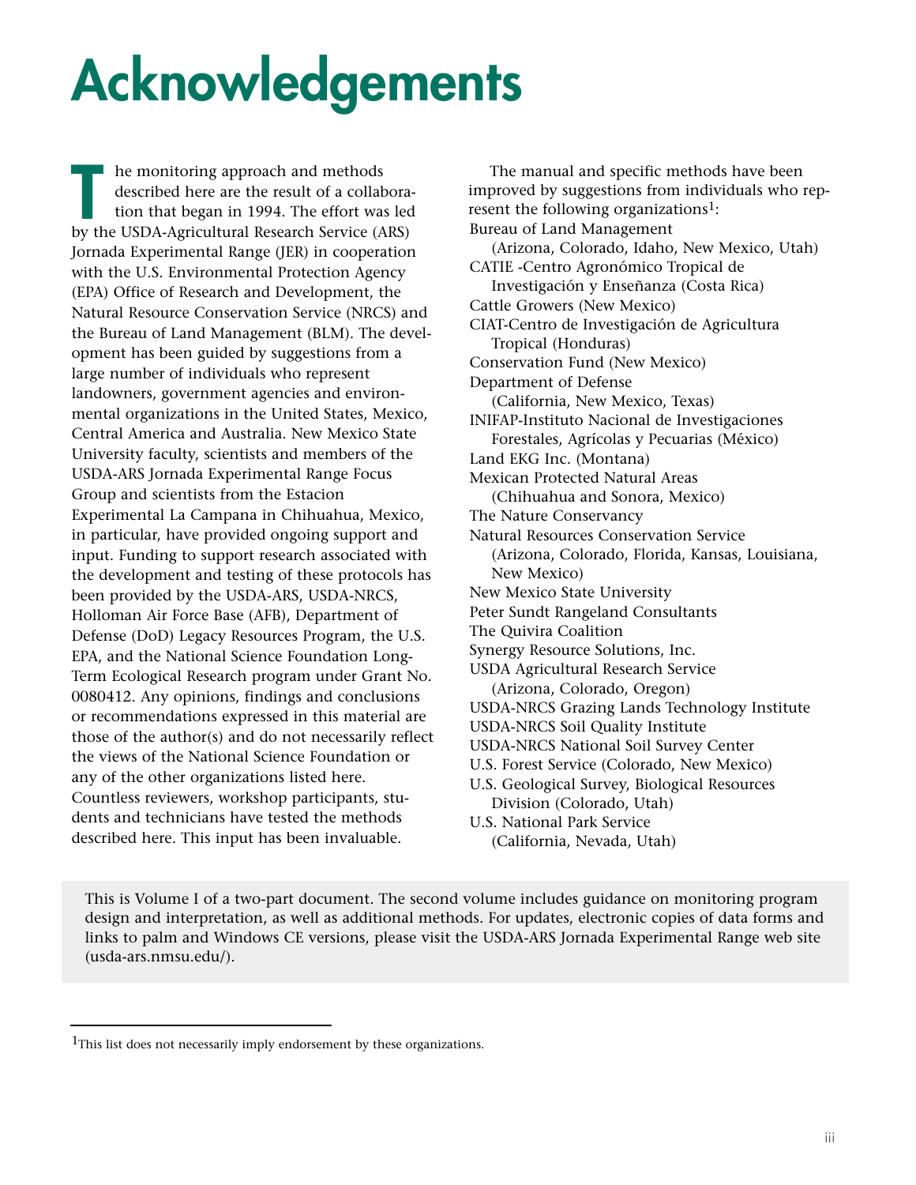# Acknowledgements

The monitoring approach and methods described here are the result of a collaboration that began in 1994. The effort was led by the USDA-Agricultural Research Service (ARS) Jornada Experimental Range (JER) in cooperation with the U.S. Environmental Protection Agency (EPA) Office of Research and Development, the Natural Resource Conservation Service (NRCS) and the Bureau of Land Management (BLM). The development has been guided by suggestions from a large number of individuals who represent landowners, government agencies and environmental organizations in the United States, Mexico, Central America and Australia. New Mexico State University faculty, scientists and members of the USDA-ARS Jornada Experimental Range Focus Group and scientists from the Estacion Experimental La Campana in Chihuahua, Mexico, in particular, have provided ongoing support and input. Funding to support research associated with the development and testing of these protocols has been provided by the USDA-ARS, USDA-NRCS, Holloman Air Force Base (AFB), Department of Defense (DoD) Legacy Resources Program, the U.S. EPA, and the National Science Foundation Long-Term Ecological Research program under Grant No. 0080412. Any opinions, findings and conclusions or recommendations expressed in this material are those of the author(s) and do not necessarily reflect the views of the National Science Foundation or any of the other organizations listed here. Countless reviewers, workshop participants, students and technicians have tested the methods described here. This input has been invaluable.

The manual and specific methods have been improved by suggestions from individuals who represent the following organizations[1]:

Bureau of Land Management
(Arizona, Colorado, Idaho, New Mexico, Utah)
CATIE -Centro Agronómico Tropical de Investigación y Enseñanza (Costa Rica)
Cattle Growers (New Mexico)
CIAT-Centro de Investigación de Agricultura Tropical (Honduras)
Conservation Fund (New Mexico)
Department of Defense
(California, New Mexico, Texas)
INIFAP-Instituto Nacional de Investigaciones Forestales, Agrícolas y Pecuarias (México)
Land EKG Inc. (Montana)
Mexican Protected Natural Areas
(Chihuahua and Sonora, Mexico)
The Nature Conservancy
Natural Resources Conservation Service
(Arizona, Colorado, Florida, Kansas, Louisiana, New Mexico)
New Mexico State University
Peter Sundt Rangeland Consultants
The Quivira Coalition
Synergy Resource Solutions, Inc.
USDA Agricultural Research Service
(Arizona, Colorado, Oregon)
USDA-NRCS Grazing Lands Technology Institute
USDA-NRCS Soil Quality Institute
USDA-NRCS National Soil Survey Center
U.S. Forest Service (Colorado, New Mexico)
U.S. Geological Survey, Biological Resources Division (Colorado, Utah)
U.S. National Park Service
(California, Nevada, Utah)

This is Volume I of a two-part document. The second volume includes guidance on monitoring program design and interpretation, as well as additional methods. For updates, electronic copies of data forms and links to palm and Windows CE versions, please visit the USDA-ARS Jornada Experimental Range web site (usda-ars.nmsu.edu/).

[1] This list does not necessarily imply endorsement by these organizations.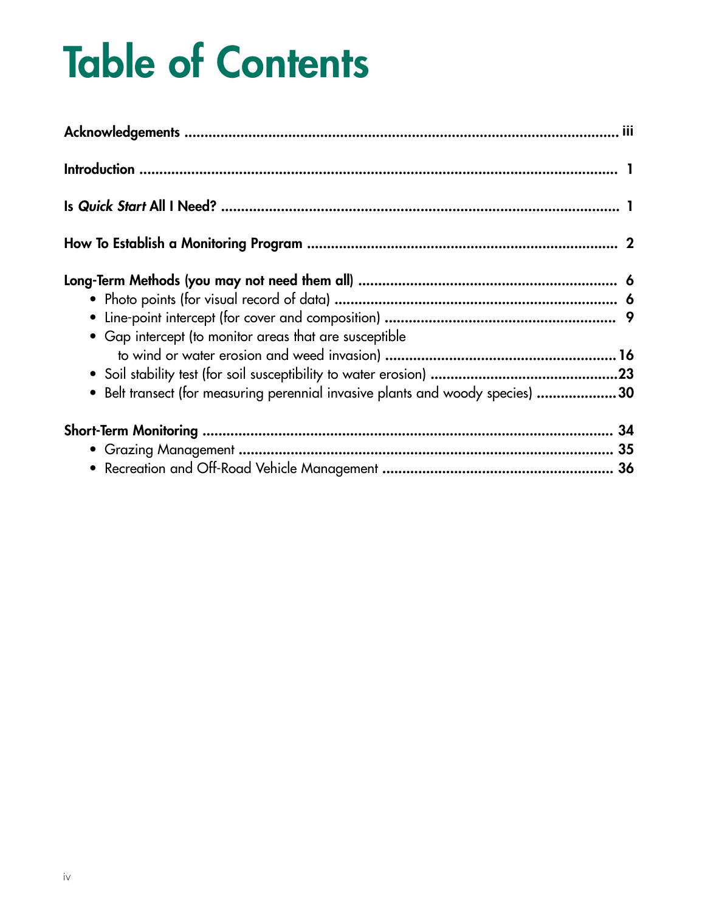# Table of Contents

**Acknowledgements** .......... iii

**Introduction** .......... 1

**Is *Quick Start* All I Need?** .......... 1

**How To Establish a Monitoring Program** .......... 2

**Long-Term Methods (you may not need them all)** .......... 6

- Photo points (for visual record of data) .......... 6
- Line-point intercept (for cover and composition) .......... 9
- Gap intercept (to monitor areas that are susceptible to wind or water erosion and weed invasion) .......... 16
- Soil stability test (for soil susceptibility to water erosion) .......... 23
- Belt transect (for measuring perennial invasive plants and woody species) .......... 30

**Short-Term Monitoring** .......... 34

- Grazing Management .......... 35
- Recreation and Off-Road Vehicle Management .......... 36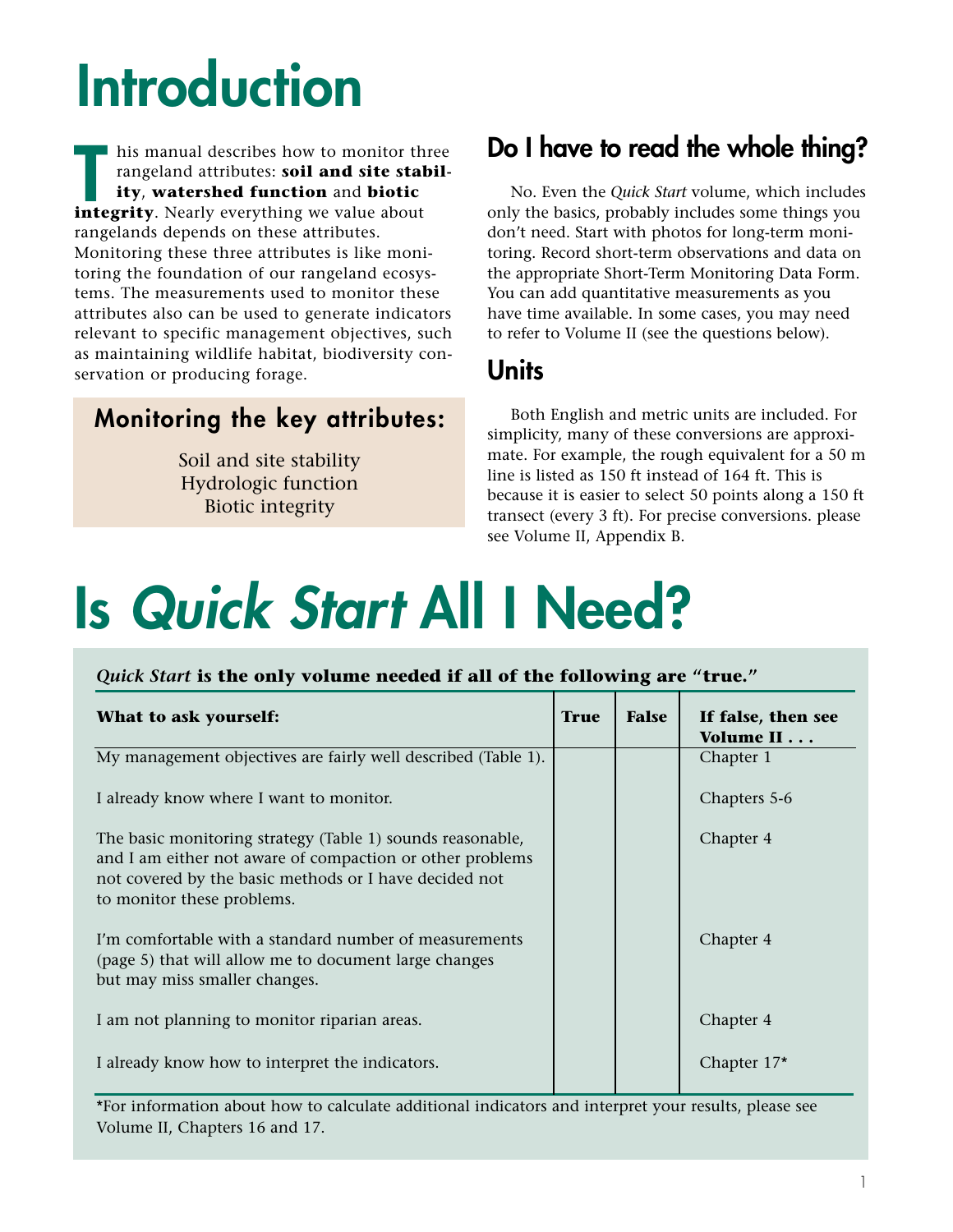# Introduction

This manual describes how to monitor three rangeland attributes: **soil and site stability**, **watershed function** and **biotic integrity**. Nearly everything we value about rangelands depends on these attributes. Monitoring these three attributes is like monitoring the foundation of our rangeland ecosystems. The measurements used to monitor these attributes also can be used to generate indicators relevant to specific management objectives, such as maintaining wildlife habitat, biodiversity conservation or producing forage.

## Monitoring the key attributes:

Soil and site stability
Hydrologic function
Biotic integrity

## Do I have to read the whole thing?

No. Even the *Quick Start* volume, which includes only the basics, probably includes some things you don't need. Start with photos for long-term monitoring. Record short-term observations and data on the appropriate Short-Term Monitoring Data Form. You can add quantitative measurements as you have time available. In some cases, you may need to refer to Volume II (see the questions below).

## Units

Both English and metric units are included. For simplicity, many of these conversions are approximate. For example, the rough equivalent for a 50 m line is listed as 150 ft instead of 164 ft. This is because it is easier to select 50 points along a 150 ft transect (every 3 ft). For precise conversions. please see Volume II, Appendix B.

# Is *Quick Start* All I Need?

***Quick Start* is the only volume needed if all of the following are "true."**

| **What to ask yourself:** | **True** | **False** | **If false, then see Volume II . . .** |
|---|---|---|---|
| My management objectives are fairly well described (Table 1). | | | Chapter 1 |
| I already know where I want to monitor. | | | Chapters 5-6 |
| The basic monitoring strategy (Table 1) sounds reasonable, and I am either not aware of compaction or other problems not covered by the basic methods or I have decided not to monitor these problems. | | | Chapter 4 |
| I'm comfortable with a standard number of measurements (page 5) that will allow me to document large changes but may miss smaller changes. | | | Chapter 4 |
| I am not planning to monitor riparian areas. | | | Chapter 4 |
| I already know how to interpret the indicators. | | | Chapter 17* |

*For information about how to calculate additional indicators and interpret your results, please see Volume II, Chapters 16 and 17.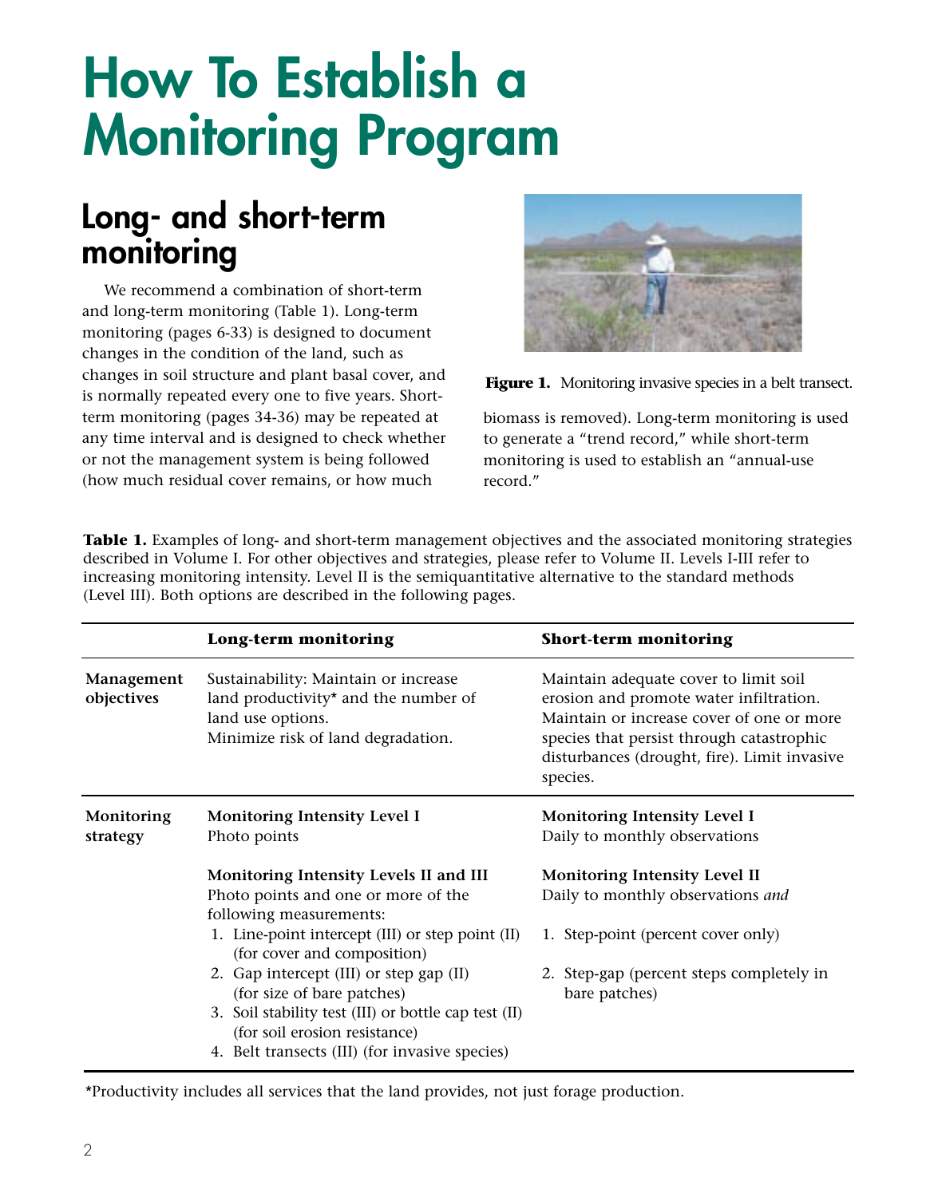# How To Establish a Monitoring Program

## Long- and short-term monitoring

We recommend a combination of short-term and long-term monitoring (Table 1). Long-term monitoring (pages 6-33) is designed to document changes in the condition of the land, such as changes in soil structure and plant basal cover, and is normally repeated every one to five years. Short-term monitoring (pages 34-36) may be repeated at any time interval and is designed to check whether or not the management system is being followed (how much residual cover remains, or how much biomass is removed). Long-term monitoring is used to generate a "trend record," while short-term monitoring is used to establish an "annual-use record."

**Figure 1.** Monitoring invasive species in a belt transect.

**Table 1.** Examples of long- and short-term management objectives and the associated monitoring strategies described in Volume I. For other objectives and strategies, please refer to Volume II. Levels I-III refer to increasing monitoring intensity. Level II is the semiquantitative alternative to the standard methods (Level III). Both options are described in the following pages.

| | **Long-term monitoring** | **Short-term monitoring** |
|---|---|---|
| **Management objectives** | Sustainability: Maintain or increase land productivity* and the number of land use options.<br>Minimize risk of land degradation. | Maintain adequate cover to limit soil erosion and promote water infiltration. Maintain or increase cover of one or more species that persist through catastrophic disturbances (drought, fire). Limit invasive species. |
| **Monitoring strategy** | **Monitoring Intensity Level I**<br>Photo points<br><br>**Monitoring Intensity Levels II and III**<br>Photo points and one or more of the following measurements:<br>1. Line-point intercept (III) or step point (II) (for cover and composition)<br>2. Gap intercept (III) or step gap (II) (for size of bare patches)<br>3. Soil stability test (III) or bottle cap test (II) (for soil erosion resistance)<br>4. Belt transects (III) (for invasive species) | **Monitoring Intensity Level I**<br>Daily to monthly observations<br><br>**Monitoring Intensity Level II**<br>Daily to monthly observations *and*<br>1. Step-point (percent cover only)<br>2. Step-gap (percent steps completely in bare patches) |

*Productivity includes all services that the land provides, not just forage production.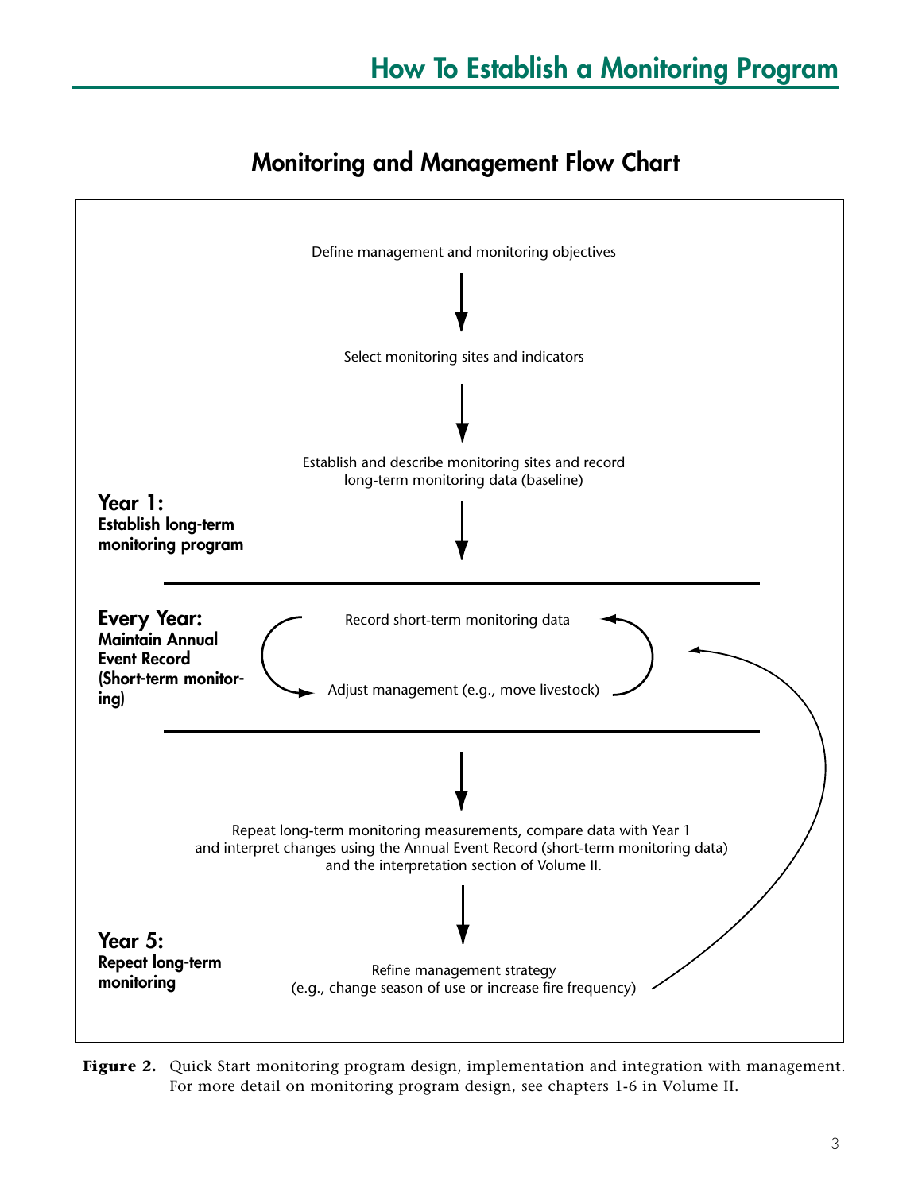# How To Establish a Monitoring Program

## Monitoring and Management Flow Chart

**Year 1:**
**Establish long-term monitoring program**

Define management and monitoring objectives

↓

Select monitoring sites and indicators

↓

Establish and describe monitoring sites and record long-term monitoring data (baseline)

↓

---

**Every Year:**
**Maintain Annual Event Record (Short-term monitoring)**

Record short-term monitoring data

Adjust management (e.g., move livestock)

---

↓

**Year 5:**
**Repeat long-term monitoring**

Repeat long-term monitoring measurements, compare data with Year 1 and interpret changes using the Annual Event Record (short-term monitoring data) and the interpretation section of Volume II.

↓

Refine management strategy (e.g., change season of use or increase fire frequency)

**Figure 2.** Quick Start monitoring program design, implementation and integration with management. For more detail on monitoring program design, see chapters 1-6 in Volume II.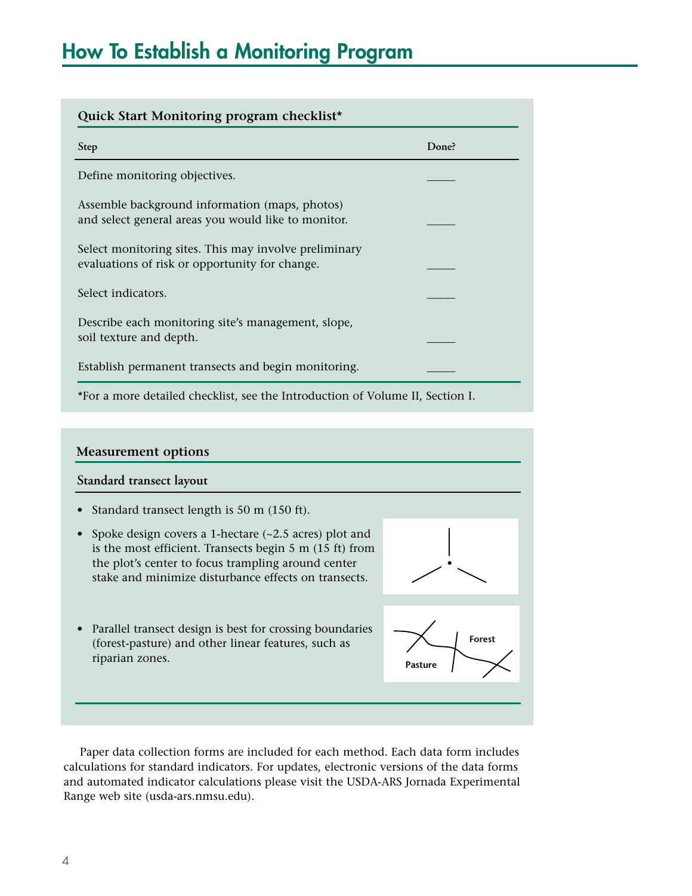# How To Establish a Monitoring Program

**Quick Start Monitoring program checklist***

| Step | Done? |
|---|---|
| Define monitoring objectives. | _____ |
| Assemble background information (maps, photos) and select general areas you would like to monitor. | _____ |
| Select monitoring sites. This may involve preliminary evaluations of risk or opportunity for change. | _____ |
| Select indicators. | _____ |
| Describe each monitoring site's management, slope, soil texture and depth. | _____ |
| Establish permanent transects and begin monitoring. | _____ |

*For a more detailed checklist, see the Introduction of Volume II, Section I.

**Measurement options**

**Standard transect layout**

- Standard transect length is 50 m (150 ft).
- Spoke design covers a 1-hectare (~2.5 acres) plot and is the most efficient. Transects begin 5 m (15 ft) from the plot's center to focus trampling around center stake and minimize disturbance effects on transects.
- Parallel transect design is best for crossing boundaries (forest-pasture) and other linear features, such as riparian zones.

Forest

Pasture

Paper data collection forms are included for each method. Each data form includes calculations for standard indicators. For updates, electronic versions of the data forms and automated indicator calculations please visit the USDA-ARS Jornada Experimental Range web site (usda-ars.nmsu.edu).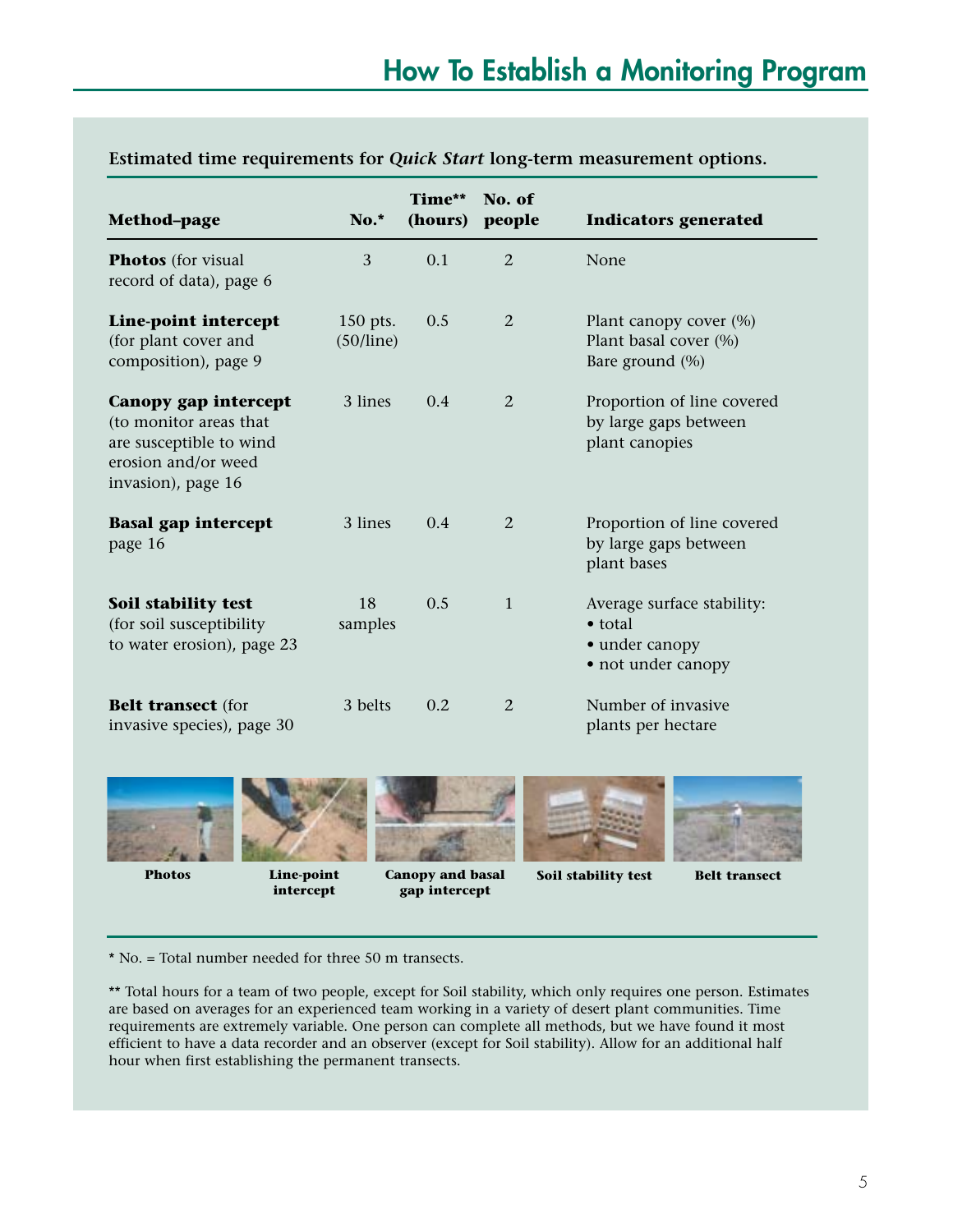# How To Establish a Monitoring Program

**Estimated time requirements for *Quick Start* long-term measurement options.**

| Method–page | No.* | Time** (hours) | No. of people | Indicators generated |
|---|---|---|---|---|
| **Photos** (for visual record of data), page 6 | 3 | 0.1 | 2 | None |
| **Line-point intercept** (for plant cover and composition), page 9 | 150 pts. (50/line) | 0.5 | 2 | Plant canopy cover (%)<br>Plant basal cover (%)<br>Bare ground (%) |
| **Canopy gap intercept** (to monitor areas that are susceptible to wind erosion and/or weed invasion), page 16 | 3 lines | 0.4 | 2 | Proportion of line covered by large gaps between plant canopies |
| **Basal gap intercept** page 16 | 3 lines | 0.4 | 2 | Proportion of line covered by large gaps between plant bases |
| **Soil stability test** (for soil susceptibility to water erosion), page 23 | 18 samples | 0.5 | 1 | Average surface stability:<br>• total<br>• under canopy<br>• not under canopy |
| **Belt transect** (for invasive species), page 30 | 3 belts | 0.2 | 2 | Number of invasive plants per hectare |

**Photos** **Line-point intercept** **Canopy and basal gap intercept** **Soil stability test** **Belt transect**

* No. = Total number needed for three 50 m transects.

** Total hours for a team of two people, except for Soil stability, which only requires one person. Estimates are based on averages for an experienced team working in a variety of desert plant communities. Time requirements are extremely variable. One person can complete all methods, but we have found it most efficient to have a data recorder and an observer (except for Soil stability). Allow for an additional half hour when first establishing the permanent transects.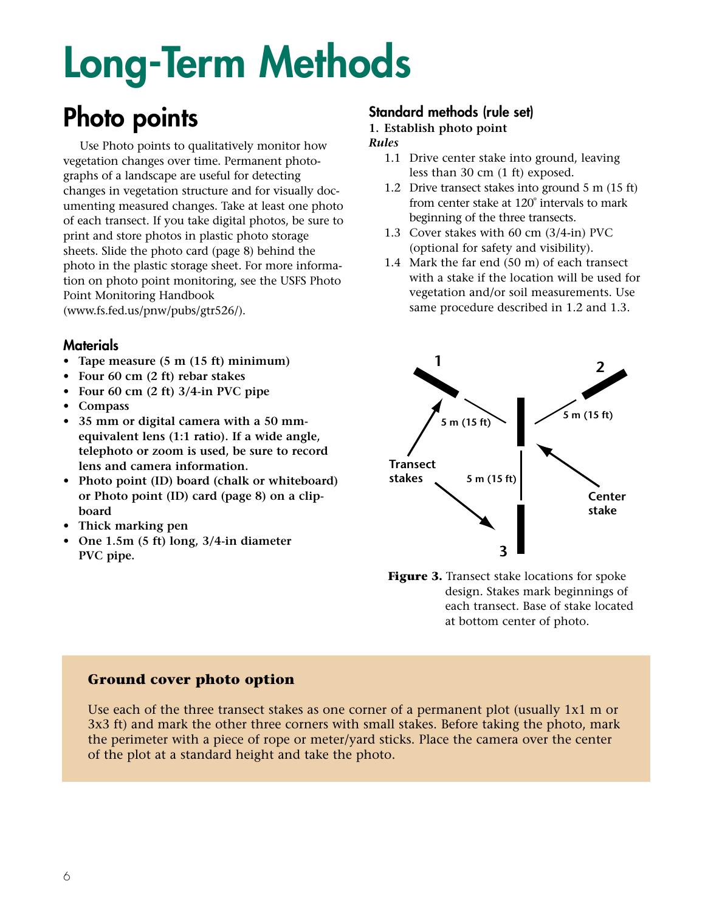# Long-Term Methods

## Photo points

Use Photo points to qualitatively monitor how vegetation changes over time. Permanent photographs of a landscape are useful for detecting changes in vegetation structure and for visually documenting measured changes. Take at least one photo of each transect. If you take digital photos, be sure to print and store photos in plastic photo storage sheets. Slide the photo card (page 8) behind the photo in the plastic storage sheet. For more information on photo point monitoring, see the USFS Photo Point Monitoring Handbook (www.fs.fed.us/pnw/pubs/gtr526/).

### Materials

- **Tape measure (5 m (15 ft) minimum)**
- **Four 60 cm (2 ft) rebar stakes**
- **Four 60 cm (2 ft) 3/4-in PVC pipe**
- **Compass**
- **35 mm or digital camera with a 50 mm-equivalent lens (1:1 ratio). If a wide angle, telephoto or zoom is used, be sure to record lens and camera information.**
- **Photo point (ID) board (chalk or whiteboard) or Photo point (ID) card (page 8) on a clipboard**
- **Thick marking pen**
- **One 1.5m (5 ft) long, 3/4-in diameter PVC pipe.**

### Standard methods (rule set)

**1. Establish photo point**

***Rules***

1.1 Drive center stake into ground, leaving less than 30 cm (1 ft) exposed.

1.2 Drive transect stakes into ground 5 m (15 ft) from center stake at 120° intervals to mark beginning of the three transects.

1.3 Cover stakes with 60 cm (3/4-in) PVC (optional for safety and visibility).

1.4 Mark the far end (50 m) of each transect with a stake if the location will be used for vegetation and/or soil measurements. Use same procedure described in 1.2 and 1.3.

**Figure 3.** Transect stake locations for spoke design. Stakes mark beginnings of each transect. Base of stake located at bottom center of photo.

### Ground cover photo option

Use each of the three transect stakes as one corner of a permanent plot (usually 1x1 m or 3x3 ft) and mark the other three corners with small stakes. Before taking the photo, mark the perimeter with a piece of rope or meter/yard sticks. Place the camera over the center of the plot at a standard height and take the photo.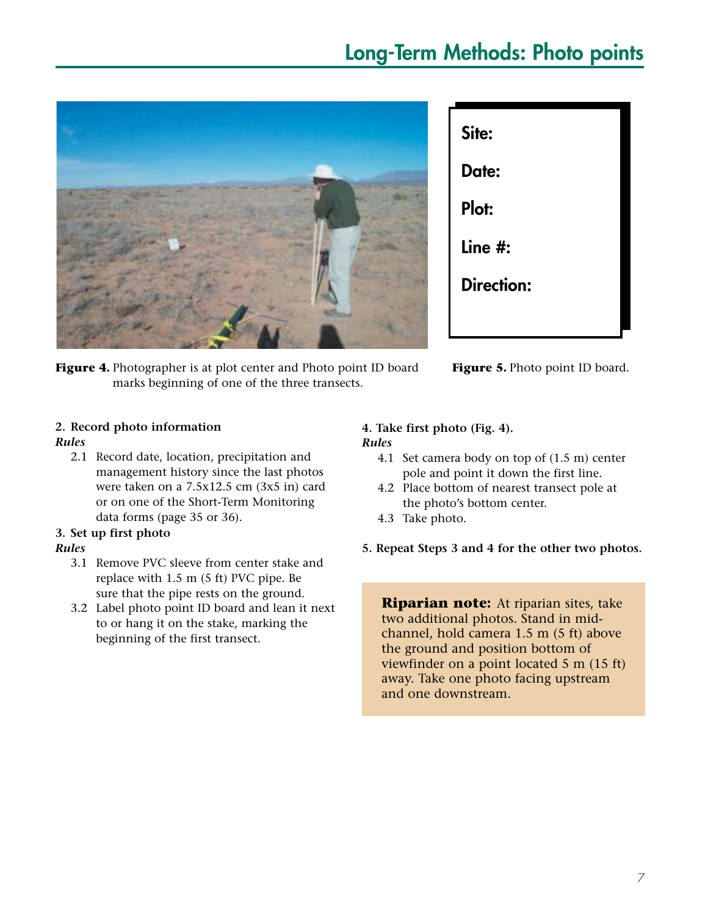# Long-Term Methods: Photo points

**Figure 4.** Photographer is at plot center and Photo point ID board marks beginning of one of the three transects.

Site:

Date:

Plot:

Line #:

Direction:

**Figure 5.** Photo point ID board.

**2. Record photo information**

***Rules***

2.1 Record date, location, precipitation and management history since the last photos were taken on a 7.5x12.5 cm (3x5 in) card or on one of the Short-Term Monitoring data forms (page 35 or 36).

**3. Set up first photo**

***Rules***

3.1 Remove PVC sleeve from center stake and replace with 1.5 m (5 ft) PVC pipe. Be sure that the pipe rests on the ground.

3.2 Label photo point ID board and lean it next to or hang it on the stake, marking the beginning of the first transect.

**4. Take first photo (Fig. 4).**

***Rules***

4.1 Set camera body on top of (1.5 m) center pole and point it down the first line.

4.2 Place bottom of nearest transect pole at the photo's bottom center.

4.3 Take photo.

**5. Repeat Steps 3 and 4 for the other two photos.**

**Riparian note:** At riparian sites, take two additional photos. Stand in mid-channel, hold camera 1.5 m (5 ft) above the ground and position bottom of viewfinder on a point located 5 m (15 ft) away. Take one photo facing upstream and one downstream.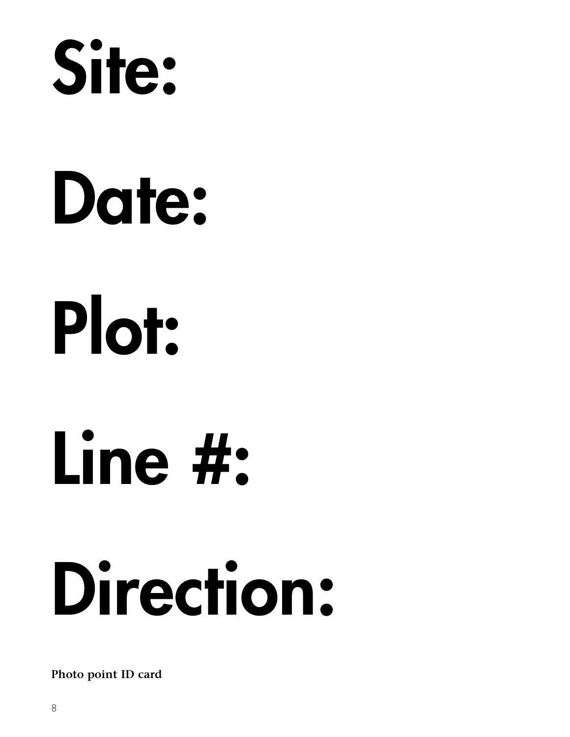# Site:

# Date:

# Plot:

# Line #:

# Direction:

**Photo point ID card**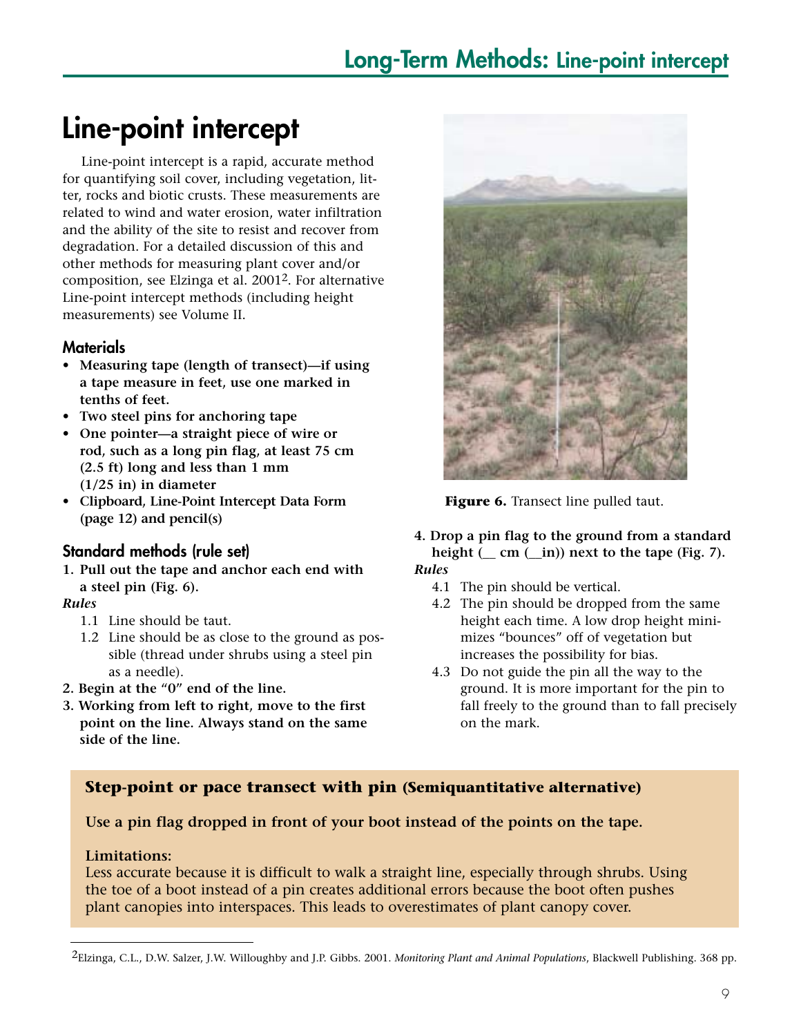# Line-point intercept

Line-point intercept is a rapid, accurate method for quantifying soil cover, including vegetation, litter, rocks and biotic crusts. These measurements are related to wind and water erosion, water infiltration and the ability of the site to resist and recover from degradation. For a detailed discussion of this and other methods for measuring plant cover and/or composition, see Elzinga et al. 2001[2]. For alternative Line-point intercept methods (including height measurements) see Volume II.

### Materials

- **Measuring tape (length of transect)—if using a tape measure in feet, use one marked in tenths of feet.**
- **Two steel pins for anchoring tape**
- **One pointer—a straight piece of wire or rod, such as a long pin flag, at least 75 cm (2.5 ft) long and less than 1 mm (1/25 in) in diameter**
- **Clipboard, Line-Point Intercept Data Form (page 12) and pencil(s)**

### Standard methods (rule set)

**1. Pull out the tape and anchor each end with a steel pin (Fig. 6).**

***Rules***

1.1 Line should be taut.

1.2 Line should be as close to the ground as possible (thread under shrubs using a steel pin as a needle).

**2. Begin at the "0" end of the line.**

**3. Working from left to right, move to the first point on the line. Always stand on the same side of the line.**

**Figure 6.** Transect line pulled taut.

**4. Drop a pin flag to the ground from a standard height (__ cm (__in)) next to the tape (Fig. 7).**

***Rules***

4.1 The pin should be vertical.

4.2 The pin should be dropped from the same height each time. A low drop height minimizes "bounces" off of vegetation but increases the possibility for bias.

4.3 Do not guide the pin all the way to the ground. It is more important for the pin to fall freely to the ground than to fall precisely on the mark.

**Step-point or pace transect with pin (Semiquantitative alternative)**

**Use a pin flag dropped in front of your boot instead of the points on the tape.**

**Limitations:**

Less accurate because it is difficult to walk a straight line, especially through shrubs. Using the toe of a boot instead of a pin creates additional errors because the boot often pushes plant canopies into interspaces. This leads to overestimates of plant canopy cover.

---

[2] Elzinga, C.L., D.W. Salzer, J.W. Willoughby and J.P. Gibbs. 2001. *Monitoring Plant and Animal Populations*, Blackwell Publishing. 368 pp.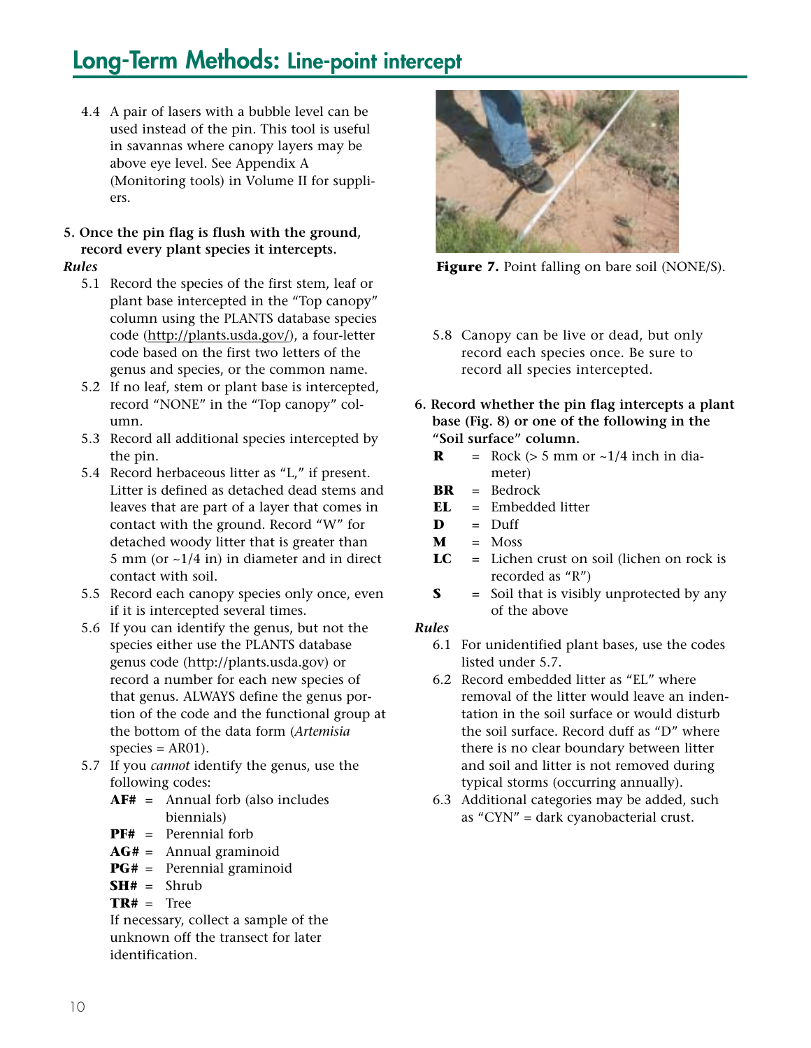## Long-Term Methods: Line-point intercept

4.4 A pair of lasers with a bubble level can be used instead of the pin. This tool is useful in savannas where canopy layers may be above eye level. See Appendix A (Monitoring tools) in Volume II for suppliers.

**5. Once the pin flag is flush with the ground, record every plant species it intercepts.**

***Rules***

5.1 Record the species of the first stem, leaf or plant base intercepted in the "Top canopy" column using the PLANTS database species code (http://plants.usda.gov/), a four-letter code based on the first two letters of the genus and species, or the common name.

5.2 If no leaf, stem or plant base is intercepted, record "NONE" in the "Top canopy" column.

5.3 Record all additional species intercepted by the pin.

5.4 Record herbaceous litter as "L," if present. Litter is defined as detached dead stems and leaves that are part of a layer that comes in contact with the ground. Record "W" for detached woody litter that is greater than 5 mm (or ~1/4 in) in diameter and in direct contact with soil.

5.5 Record each canopy species only once, even if it is intercepted several times.

5.6 If you can identify the genus, but not the species either use the PLANTS database genus code (http://plants.usda.gov) or record a number for each new species of that genus. ALWAYS define the genus portion of the code and the functional group at the bottom of the data form (*Artemisia* species = AR01).

5.7 If you *cannot* identify the genus, use the following codes:

**AF#** = Annual forb (also includes biennials)
**PF#** = Perennial forb
**AG#** = Annual graminoid
**PG#** = Perennial graminoid
**SH#** = Shrub
**TR#** = Tree

If necessary, collect a sample of the unknown off the transect for later identification.

**Figure 7.** Point falling on bare soil (NONE/S).

5.8 Canopy can be live or dead, but only record each species once. Be sure to record all species intercepted.

**6. Record whether the pin flag intercepts a plant base (Fig. 8) or one of the following in the "Soil surface" column.**

**R** = Rock (> 5 mm or ~1/4 inch in diameter)
**BR** = Bedrock
**EL** = Embedded litter
**D** = Duff
**M** = Moss
**LC** = Lichen crust on soil (lichen on rock is recorded as "R")
**S** = Soil that is visibly unprotected by any of the above

***Rules***

6.1 For unidentified plant bases, use the codes listed under 5.7.

6.2 Record embedded litter as "EL" where removal of the litter would leave an indentation in the soil surface or would disturb the soil surface. Record duff as "D" where there is no clear boundary between litter and soil and litter is not removed during typical storms (occurring annually).

6.3 Additional categories may be added, such as "CYN" = dark cyanobacterial crust.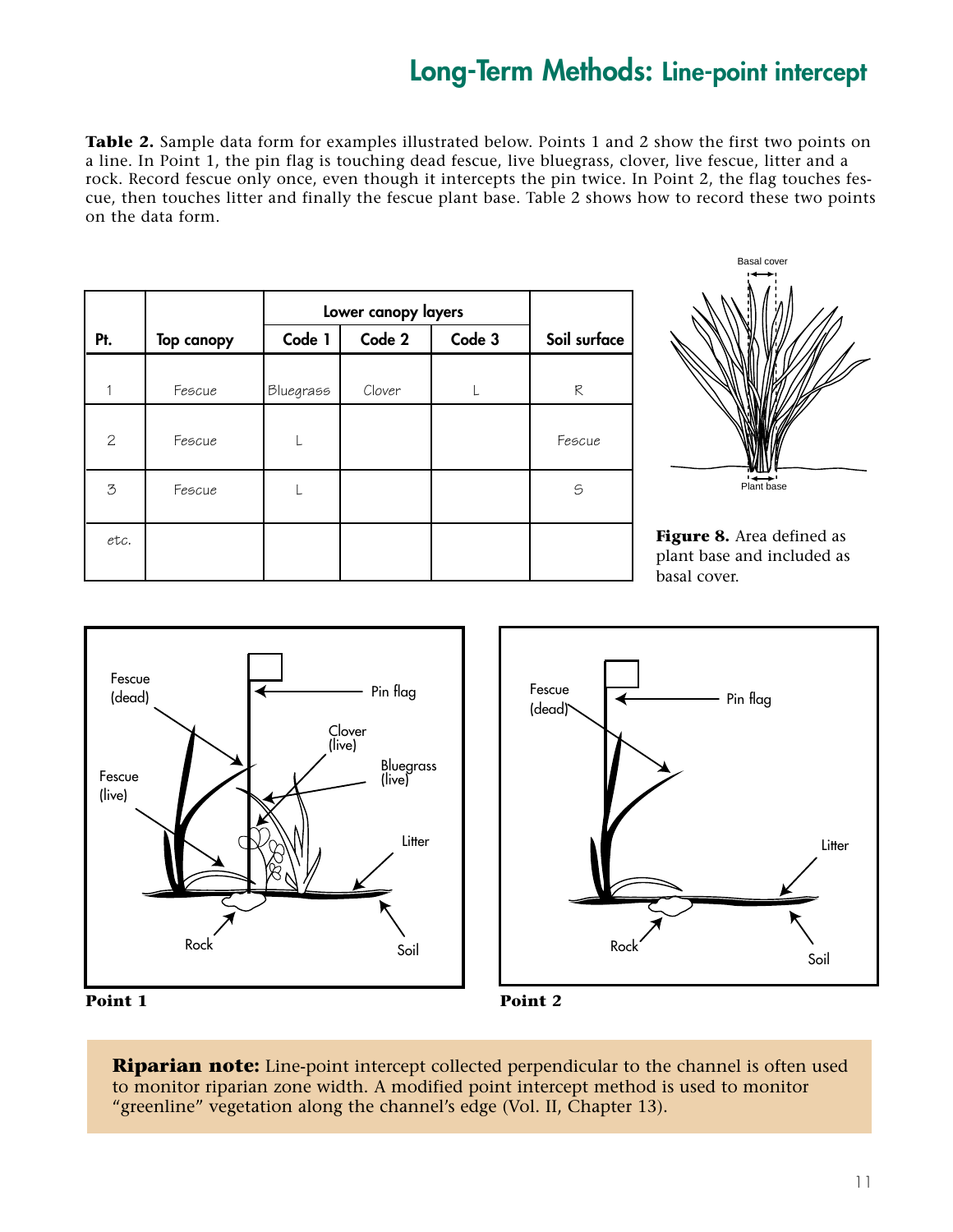## Long-Term Methods: Line-point intercept

**Table 2.** Sample data form for examples illustrated below. Points 1 and 2 show the first two points on a line. In Point 1, the pin flag is touching dead fescue, live bluegrass, clover, live fescue, litter and a rock. Record fescue only once, even though it intercepts the pin twice. In Point 2, the flag touches fescue, then touches litter and finally the fescue plant base. Table 2 shows how to record these two points on the data form.

| | | Lower canopy layers | | | |
|---|---|---|---|---|---|
| **Pt.** | **Top canopy** | **Code 1** | **Code 2** | **Code 3** | **Soil surface** |
| 1 | Fescue | Bluegrass | Clover | L | R |
| 2 | Fescue | L | | | Fescue |
| 3 | Fescue | L | | | S |
| etc. | | | | | |

**Figure 8.** Area defined as plant base and included as basal cover.

Point 1

Point 2

**Riparian note:** Line-point intercept collected perpendicular to the channel is often used to monitor riparian zone width. A modified point intercept method is used to monitor "greenline" vegetation along the channel's edge (Vol. II, Chapter 13).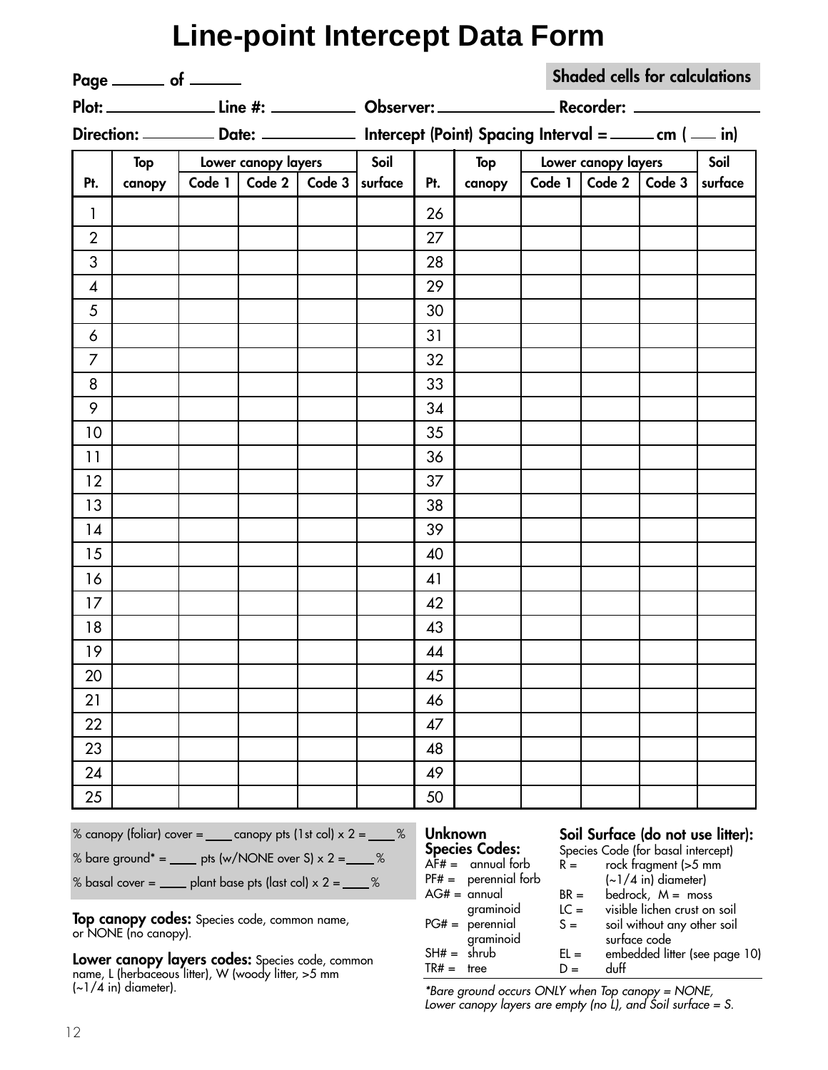# Line-point Intercept Data Form

**Page ______ of ______**

**Shaded cells for calculations**

**Plot:** ______________ **Line #:** __________ **Observer:** ______________ **Recorder:** ______________

**Direction:** __________ **Date:** ___________ **Intercept (Point) Spacing Interval =** ______ **cm (** ___ **in)**

| Pt. | Top canopy | Lower canopy layers Code 1 | Code 2 | Code 3 | Soil surface | Pt. | Top canopy | Lower canopy layers Code 1 | Code 2 | Code 3 | Soil surface |
|---|---|---|---|---|---|---|---|---|---|---|---|
| 1 | | | | | | 26 | | | | | |
| 2 | | | | | | 27 | | | | | |
| 3 | | | | | | 28 | | | | | |
| 4 | | | | | | 29 | | | | | |
| 5 | | | | | | 30 | | | | | |
| 6 | | | | | | 31 | | | | | |
| 7 | | | | | | 32 | | | | | |
| 8 | | | | | | 33 | | | | | |
| 9 | | | | | | 34 | | | | | |
| 10 | | | | | | 35 | | | | | |
| 11 | | | | | | 36 | | | | | |
| 12 | | | | | | 37 | | | | | |
| 13 | | | | | | 38 | | | | | |
| 14 | | | | | | 39 | | | | | |
| 15 | | | | | | 40 | | | | | |
| 16 | | | | | | 41 | | | | | |
| 17 | | | | | | 42 | | | | | |
| 18 | | | | | | 43 | | | | | |
| 19 | | | | | | 44 | | | | | |
| 20 | | | | | | 45 | | | | | |
| 21 | | | | | | 46 | | | | | |
| 22 | | | | | | 47 | | | | | |
| 23 | | | | | | 48 | | | | | |
| 24 | | | | | | 49 | | | | | |
| 25 | | | | | | 50 | | | | | |

% canopy (foliar) cover = ____ canopy pts (1st col) x 2 = ____ %

% bare ground* = ____ pts (w/NONE over S) x 2 = ____ %

% basal cover = ____ plant base pts (last col) x 2 = ____ %

**Top canopy codes:** Species code, common name, or NONE (no canopy).

**Lower canopy layers codes:** Species code, common name, L (herbaceous litter), W (woody litter, >5 mm (~1/4 in) diameter).

**Unknown Species Codes:**

- AF# = annual forb
- PF# = perennial forb
- AG# = annual graminoid
- PG# = perennial graminoid
- SH# = shrub
- TR# = tree

**Soil Surface (do not use litter):**

Species Code (for basal intercept)

- R = rock fragment (>5 mm (~1/4 in) diameter)
- BR = bedrock, M = moss
- LC = visible lichen crust on soil
- S = soil without any other soil surface code
- EL = embedded litter (see page 10)
- D = duff

*\*Bare ground occurs ONLY when Top canopy = NONE, Lower canopy layers are empty (no L), and Soil surface = S.*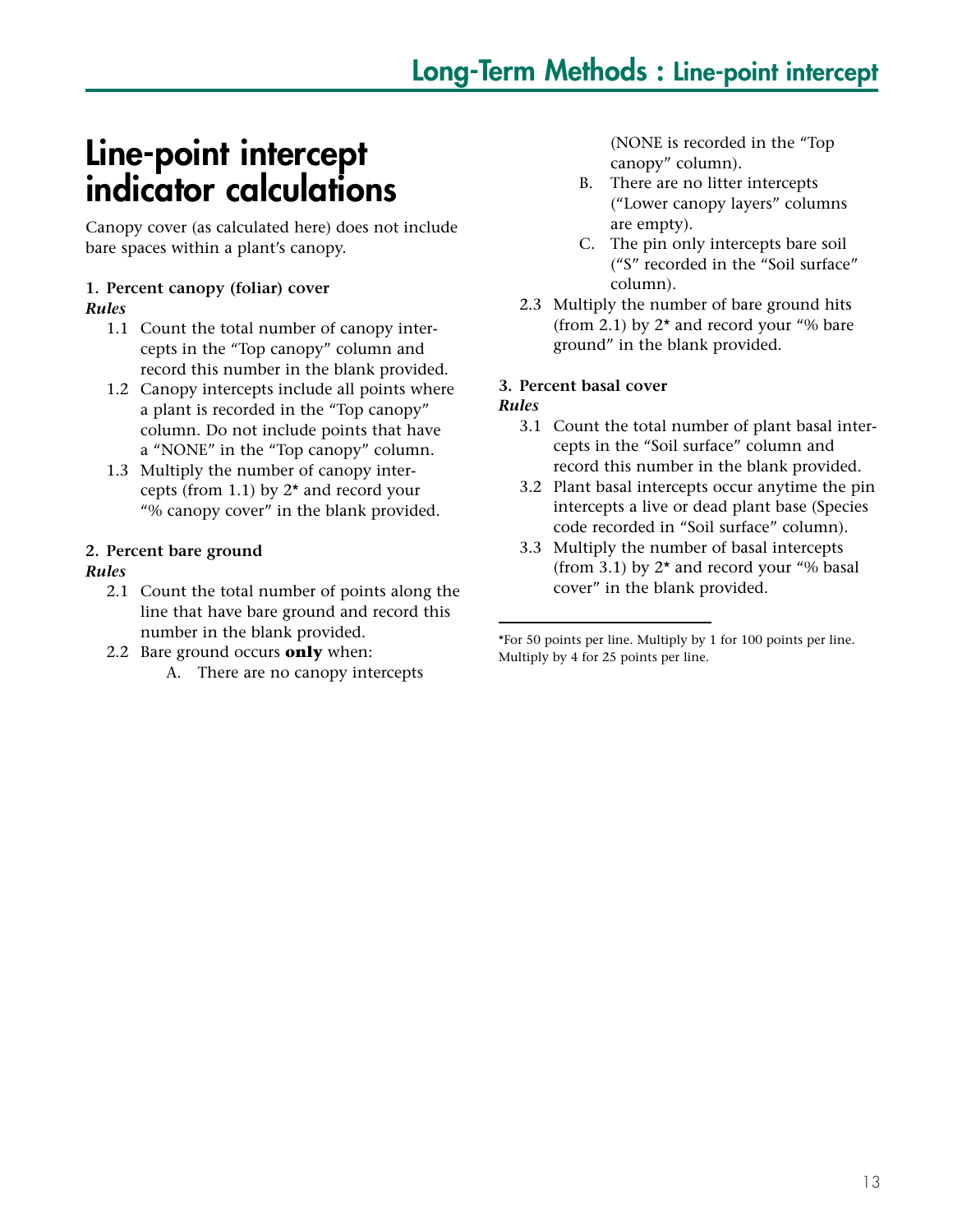# Line-point intercept indicator calculations

Canopy cover (as calculated here) does not include bare spaces within a plant's canopy.

**1. Percent canopy (foliar) cover**

***Rules***

1.1 Count the total number of canopy intercepts in the "Top canopy" column and record this number in the blank provided.

1.2 Canopy intercepts include all points where a plant is recorded in the "Top canopy" column. Do not include points that have a "NONE" in the "Top canopy" column.

1.3 Multiply the number of canopy intercepts (from 1.1) by 2* and record your "% canopy cover" in the blank provided.

**2. Percent bare ground**

***Rules***

2.1 Count the total number of points along the line that have bare ground and record this number in the blank provided.

2.2 Bare ground occurs **only** when:

A. There are no canopy intercepts (NONE is recorded in the "Top canopy" column).

B. There are no litter intercepts ("Lower canopy layers" columns are empty).

C. The pin only intercepts bare soil ("S" recorded in the "Soil surface" column).

2.3 Multiply the number of bare ground hits (from 2.1) by 2* and record your "% bare ground" in the blank provided.

**3. Percent basal cover**

***Rules***

3.1 Count the total number of plant basal intercepts in the "Soil surface" column and record this number in the blank provided.

3.2 Plant basal intercepts occur anytime the pin intercepts a live or dead plant base (Species code recorded in "Soil surface" column).

3.3 Multiply the number of basal intercepts (from 3.1) by 2* and record your "% basal cover" in the blank provided.

---

*For 50 points per line. Multiply by 1 for 100 points per line. Multiply by 4 for 25 points per line.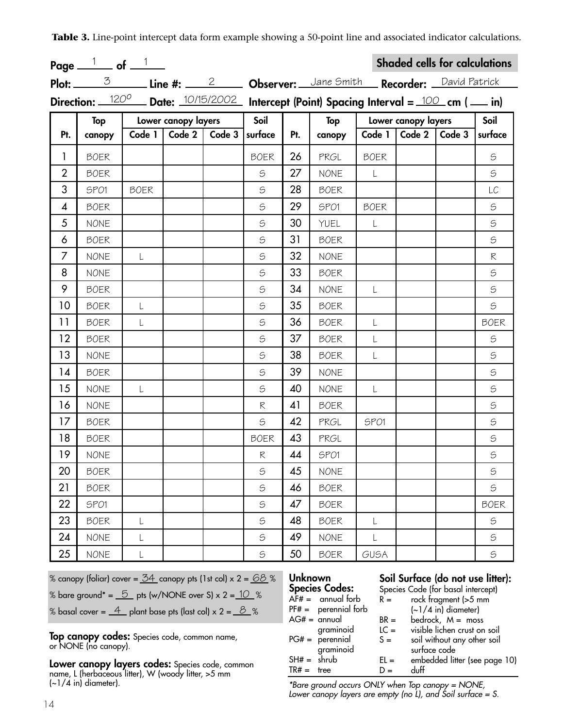**Table 3.** Line-point intercept data form example showing a 50-point line and associated indicator calculations.

**Page** 1 **of** 1 — **Shaded cells for calculations**

**Plot:** 3 **Line #:** 2 **Observer:** Jane Smith **Recorder:** David Patrick

**Direction:** 120° **Date:** 10/15/2002 **Intercept (Point) Spacing Interval =** 100 **cm (** ___ **in)**

| Pt. | Top canopy | Lower canopy layers Code 1 | Code 2 | Code 3 | Soil surface | Pt. | Top canopy | Lower canopy layers Code 1 | Code 2 | Code 3 | Soil surface |
|---|---|---|---|---|---|---|---|---|---|---|---|
| 1 | BOER | | | | BOER | 26 | PRGL | BOER | | | S |
| 2 | BOER | | | | S | 27 | NONE | L | | | S |
| 3 | SPO1 | BOER | | | S | 28 | BOER | | | | LC |
| 4 | BOER | | | | S | 29 | SPO1 | BOER | | | S |
| 5 | NONE | | | | S | 30 | YUEL | L | | | S |
| 6 | BOER | | | | S | 31 | BOER | | | | S |
| 7 | NONE | L | | | S | 32 | NONE | | | | R |
| 8 | NONE | | | | S | 33 | BOER | | | | S |
| 9 | BOER | | | | S | 34 | NONE | L | | | S |
| 10 | BOER | L | | | S | 35 | BOER | | | | S |
| 11 | BOER | L | | | S | 36 | BOER | L | | | BOER |
| 12 | BOER | | | | S | 37 | BOER | L | | | S |
| 13 | NONE | | | | S | 38 | BOER | L | | | S |
| 14 | BOER | | | | S | 39 | NONE | | | | S |
| 15 | NONE | L | | | S | 40 | NONE | L | | | S |
| 16 | NONE | | | | R | 41 | BOER | | | | S |
| 17 | BOER | | | | S | 42 | PRGL | SPO1 | | | S |
| 18 | BOER | | | | BOER | 43 | PRGL | | | | S |
| 19 | NONE | | | | R | 44 | SPO1 | | | | S |
| 20 | BOER | | | | S | 45 | NONE | | | | S |
| 21 | BOER | | | | S | 46 | BOER | | | | S |
| 22 | SPO1 | | | | S | 47 | BOER | | | | BOER |
| 23 | BOER | L | | | S | 48 | BOER | L | | | S |
| 24 | NONE | L | | | S | 49 | NONE | L | | | S |
| 25 | NONE | L | | | S | 50 | BOER | GUSA | | | S |

% canopy (foliar) cover = 34 canopy pts (1st col) x 2 = 68 %

% bare ground* = 5 pts (w/NONE over S) x 2 = 10 %

% basal cover = 4 plant base pts (last col) x 2 = 8 %

**Top canopy codes:** Species code, common name, or NONE (no canopy).

**Lower canopy layers codes:** Species code, common name, L (herbaceous litter), W (woody litter, >5 mm (~1/4 in) diameter).

**Unknown Species Codes:**

- AF# = annual forb
- PF# = perennial forb
- AG# = annual graminoid
- PG# = perennial graminoid
- SH# = shrub
- TR# = tree

**Soil Surface (do not use litter):**

Species Code (for basal intercept)

- R = rock fragment (>5 mm (~1/4 in) diameter)
- BR = bedrock, M = moss
- LC = visible lichen crust on soil
- S = soil without any other soil surface code
- EL = embedded litter (see page 10)
- D = duff

*\*Bare ground occurs ONLY when Top canopy = NONE, Lower canopy layers are empty (no L), and Soil surface = S.*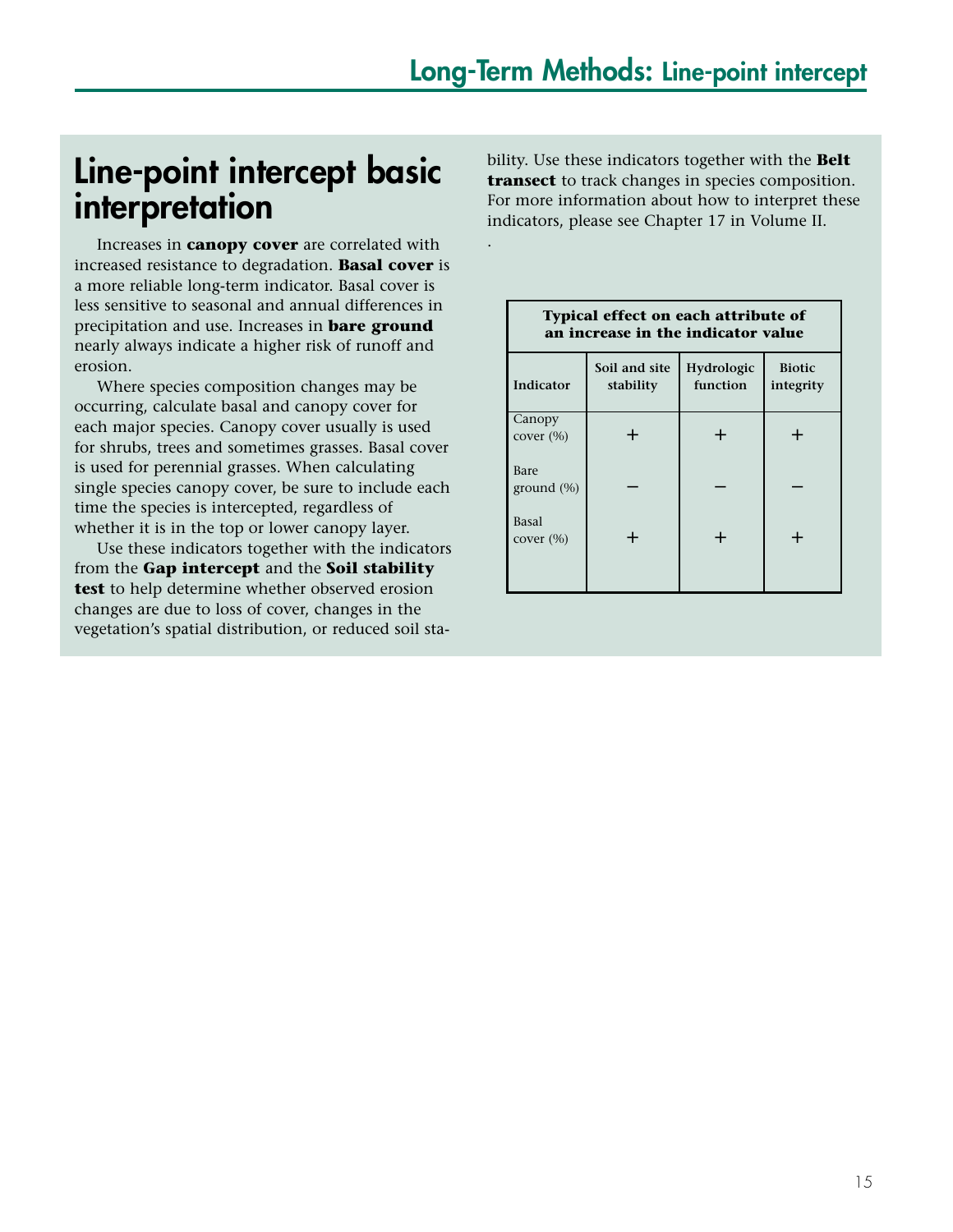## Line-point intercept basic interpretation

Increases in **canopy cover** are correlated with increased resistance to degradation. **Basal cover** is a more reliable long-term indicator. Basal cover is less sensitive to seasonal and annual differences in precipitation and use. Increases in **bare ground** nearly always indicate a higher risk of runoff and erosion.

Where species composition changes may be occurring, calculate basal and canopy cover for each major species. Canopy cover usually is used for shrubs, trees and sometimes grasses. Basal cover is used for perennial grasses. When calculating single species canopy cover, be sure to include each time the species is intercepted, regardless of whether it is in the top or lower canopy layer.

Use these indicators together with the indicators from the **Gap intercept** and the **Soil stability test** to help determine whether observed erosion changes are due to loss of cover, changes in the vegetation's spatial distribution, or reduced soil stability. Use these indicators together with the **Belt transect** to track changes in species composition. For more information about how to interpret these indicators, please see Chapter 17 in Volume II.

.

| **Typical effect on each attribute of an increase in the indicator value** | | | |
|---|---|---|---|
| **Indicator** | **Soil and site stability** | **Hydrologic function** | **Biotic integrity** |
| Canopy cover (%) | + | + | + |
| Bare ground (%) | – | – | – |
| Basal cover (%) | + | + | + |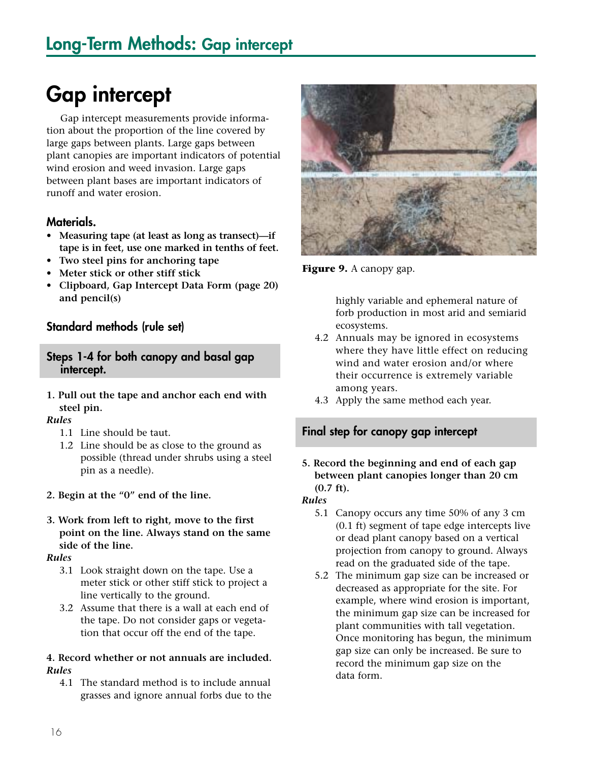# Gap intercept

Gap intercept measurements provide information about the proportion of the line covered by large gaps between plants. Large gaps between plant canopies are important indicators of potential wind erosion and weed invasion. Large gaps between plant bases are important indicators of runoff and water erosion.

### Materials.

- **Measuring tape (at least as long as transect)—if tape is in feet, use one marked in tenths of feet.**
- **Two steel pins for anchoring tape**
- **Meter stick or other stiff stick**
- **Clipboard, Gap Intercept Data Form (page 20) and pencil(s)**

### Standard methods (rule set)

### Steps 1-4 for both canopy and basal gap intercept.

**1. Pull out the tape and anchor each end with steel pin.**

*Rules*

1.1 Line should be taut.

1.2 Line should be as close to the ground as possible (thread under shrubs using a steel pin as a needle).

**2. Begin at the "0" end of the line.**

**3. Work from left to right, move to the first point on the line. Always stand on the same side of the line.**

*Rules*

3.1 Look straight down on the tape. Use a meter stick or other stiff stick to project a line vertically to the ground.

3.2 Assume that there is a wall at each end of the tape. Do not consider gaps or vegetation that occur off the end of the tape.

**4. Record whether or not annuals are included.**

*Rules*

4.1 The standard method is to include annual grasses and ignore annual forbs due to the highly variable and ephemeral nature of forb production in most arid and semiarid ecosystems.

4.2 Annuals may be ignored in ecosystems where they have little effect on reducing wind and water erosion and/or where their occurrence is extremely variable among years.

4.3 Apply the same method each year.

**Figure 9.** A canopy gap.

### Final step for canopy gap intercept

**5. Record the beginning and end of each gap between plant canopies longer than 20 cm (0.7 ft).**

*Rules*

5.1 Canopy occurs any time 50% of any 3 cm (0.1 ft) segment of tape edge intercepts live or dead plant canopy based on a vertical projection from canopy to ground. Always read on the graduated side of the tape.

5.2 The minimum gap size can be increased or decreased as appropriate for the site. For example, where wind erosion is important, the minimum gap size can be increased for plant communities with tall vegetation. Once monitoring has begun, the minimum gap size can only be increased. Be sure to record the minimum gap size on the data form.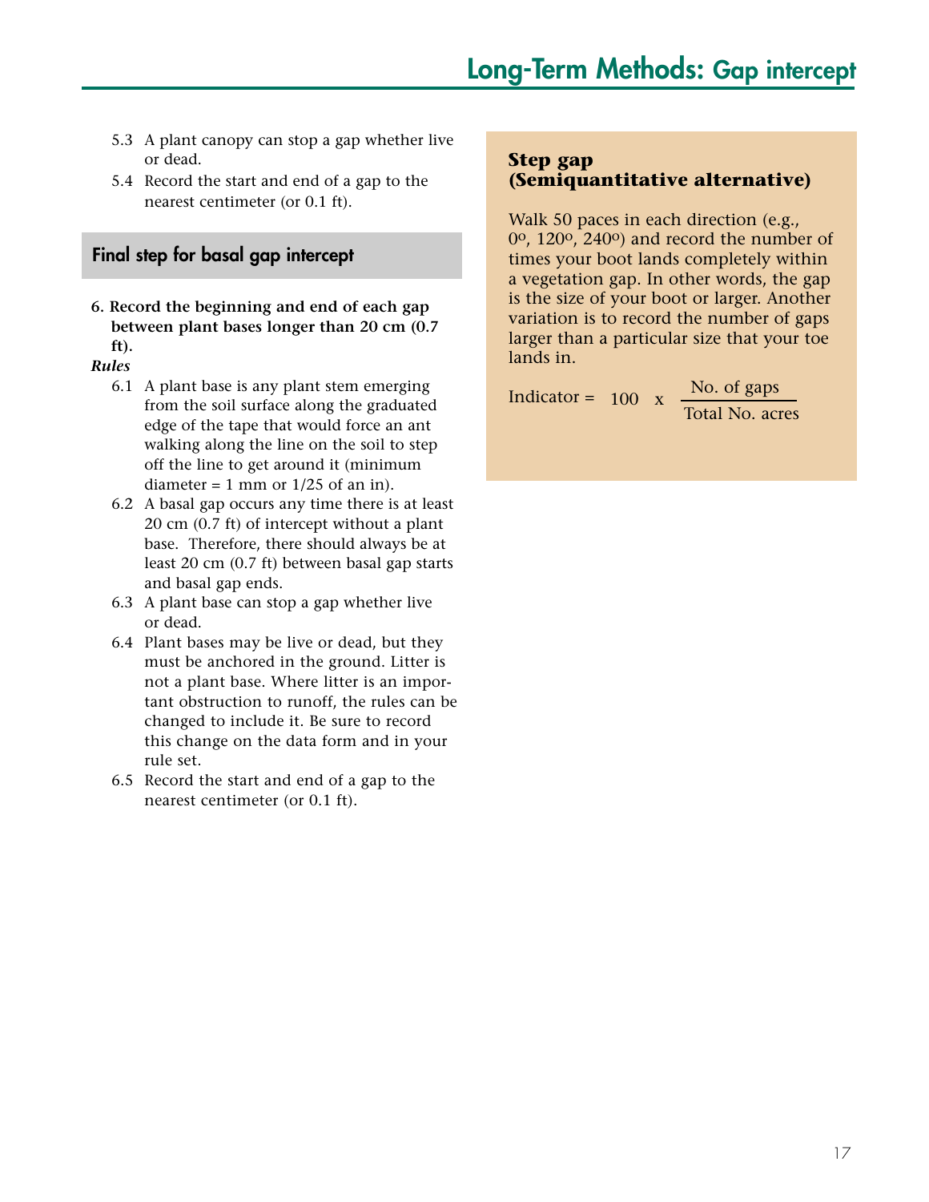5.3 A plant canopy can stop a gap whether live or dead.

5.4 Record the start and end of a gap to the nearest centimeter (or 0.1 ft).

## Final step for basal gap intercept

**6. Record the beginning and end of each gap between plant bases longer than 20 cm (0.7 ft).**

***Rules***

6.1 A plant base is any plant stem emerging from the soil surface along the graduated edge of the tape that would force an ant walking along the line on the soil to step off the line to get around it (minimum diameter = 1 mm or 1/25 of an in).

6.2 A basal gap occurs any time there is at least 20 cm (0.7 ft) of intercept without a plant base. Therefore, there should always be at least 20 cm (0.7 ft) between basal gap starts and basal gap ends.

6.3 A plant base can stop a gap whether live or dead.

6.4 Plant bases may be live or dead, but they must be anchored in the ground. Litter is not a plant base. Where litter is an important obstruction to runoff, the rules can be changed to include it. Be sure to record this change on the data form and in your rule set.

6.5 Record the start and end of a gap to the nearest centimeter (or 0.1 ft).

### Step gap (Semiquantitative alternative)

Walk 50 paces in each direction (e.g., 0°, 120°, 240°) and record the number of times your boot lands completely within a vegetation gap. In other words, the gap is the size of your boot or larger. Another variation is to record the number of gaps larger than a particular size that your toe lands in.

$$\text{Indicator} = 100 \times \frac{\text{No. of gaps}}{\text{Total No. acres}}$$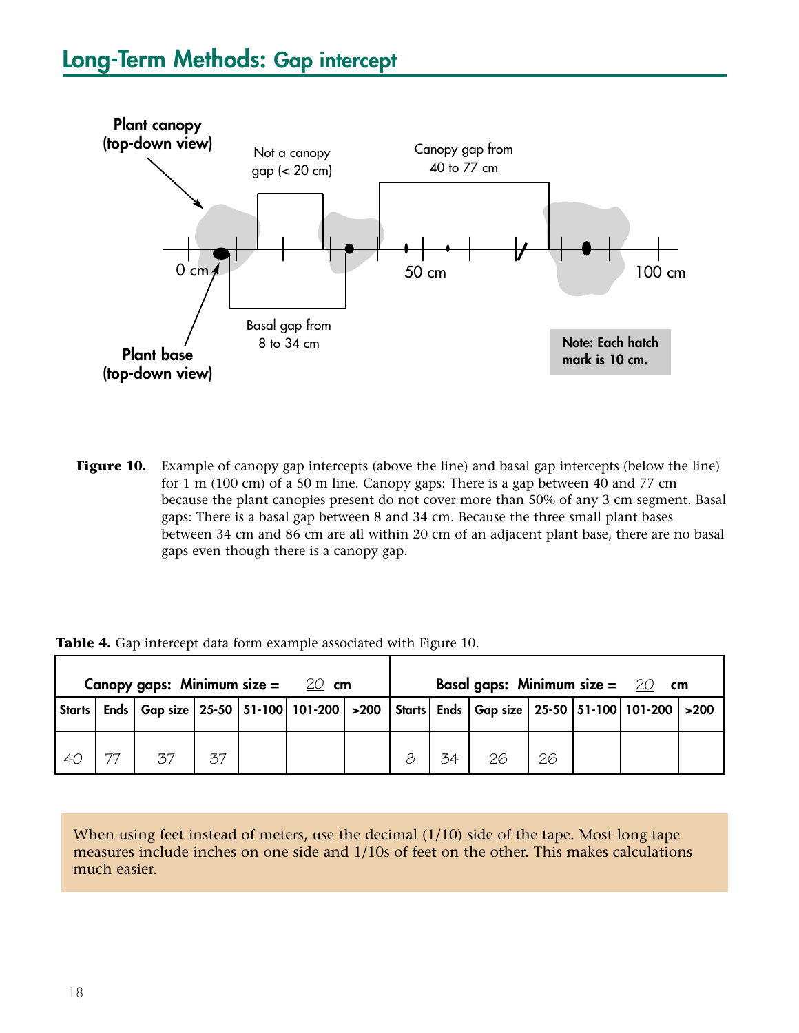## Long-Term Methods: Gap intercept

**Figure 10.** Example of canopy gap intercepts (above the line) and basal gap intercepts (below the line) for 1 m (100 cm) of a 50 m line. Canopy gaps: There is a gap between 40 and 77 cm because the plant canopies present do not cover more than 50% of any 3 cm segment. Basal gaps: There is a basal gap between 8 and 34 cm. Because the three small plant bases between 34 cm and 86 cm are all within 20 cm of an adjacent plant base, there are no basal gaps even though there is a canopy gap.

**Table 4.** Gap intercept data form example associated with Figure 10.

| Canopy gaps: Minimum size = 20 cm | | | | | | | Basal gaps: Minimum size = 20 cm | | | | | | |
|---|---|---|---|---|---|---|---|---|---|---|---|---|---|
| Starts | Ends | Gap size | 25-50 | 51-100 | 101-200 | >200 | Starts | Ends | Gap size | 25-50 | 51-100 | 101-200 | >200 |
| 40 | 77 | 37 | 37 | | | | 8 | 34 | 26 | 26 | | | |

When using feet instead of meters, use the decimal (1/10) side of the tape. Most long tape measures include inches on one side and 1/10s of feet on the other. This makes calculations much easier.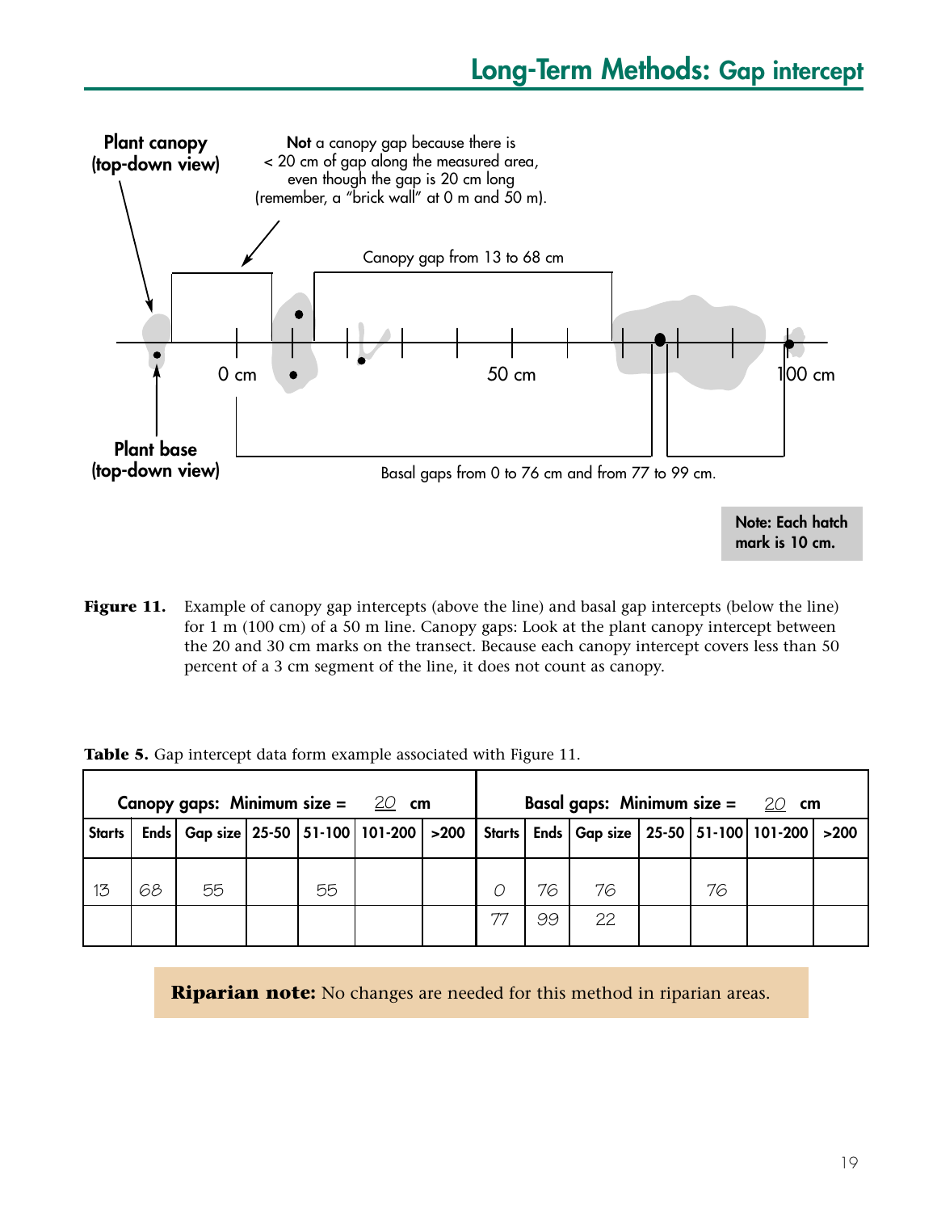Figure 11 diagram labels:

**Plant canopy (top-down view)**

**Not** a canopy gap because there is < 20 cm of gap along the measured area, even though the gap is 20 cm long (remember, a "brick wall" at 0 m and 50 m).

Canopy gap from 13 to 68 cm

0 cm

50 cm

100 cm

**Plant base (top-down view)**

Basal gaps from 0 to 76 cm and from 77 to 99 cm.

**Note: Each hatch mark is 10 cm.**

**Figure 11.** Example of canopy gap intercepts (above the line) and basal gap intercepts (below the line) for 1 m (100 cm) of a 50 m line. Canopy gaps: Look at the plant canopy intercept between the 20 and 30 cm marks on the transect. Because each canopy intercept covers less than 50 percent of a 3 cm segment of the line, it does not count as canopy.

**Table 5.** Gap intercept data form example associated with Figure 11.

| Canopy gaps: Minimum size = 20 cm | | | | | | | Basal gaps: Minimum size = 20 cm | | | | | | |
|---|---|---|---|---|---|---|---|---|---|---|---|---|---|
| Starts | Ends | Gap size | 25-50 | 51-100 | 101-200 | >200 | Starts | Ends | Gap size | 25-50 | 51-100 | 101-200 | >200 |
| 13 | 68 | 55 | | 55 | | | 0 | 76 | 76 | | 76 | | |
| | | | | | | | 77 | 99 | 22 | | | | |

**Riparian note:** No changes are needed for this method in riparian areas.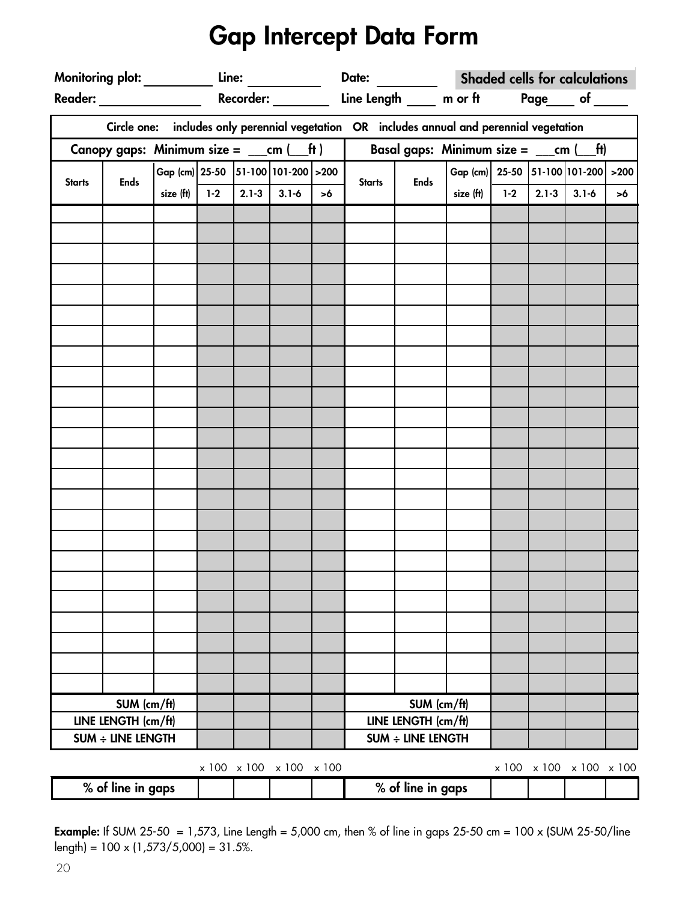# Gap Intercept Data Form

Monitoring plot: __________ Line: __________ Date: ________ **Shaded cells for calculations**

Reader: ______________ Recorder: ________ Line Length _____ m or ft Page____ of _____

Circle one: includes only perennial vegetation OR includes annual and perennial vegetation

| Canopy gaps: Minimum size = ___cm (___ft) | | | | | | | Basal gaps: Minimum size = ___cm (___ft) | | | | | | |
|---|---|---|---|---|---|---|---|---|---|---|---|---|---|
| Starts | Ends | Gap (cm) size (ft) | 25-50 1-2 | 51-100 2.1-3 | 101-200 3.1-6 | >200 >6 | Starts | Ends | Gap (cm) size (ft) | 25-50 1-2 | 51-100 2.1-3 | 101-200 3.1-6 | >200 >6 |
| | | | | | | | | | | | | | |
| | | | | | | | | | | | | | |
| | | | | | | | | | | | | | |
| | | | | | | | | | | | | | |
| | | | | | | | | | | | | | |
| | | | | | | | | | | | | | |
| | | | | | | | | | | | | | |
| | | | | | | | | | | | | | |
| | | | | | | | | | | | | | |
| | | | | | | | | | | | | | |
| | | | | | | | | | | | | | |
| | | | | | | | | | | | | | |
| | | | | | | | | | | | | | |
| | | | | | | | | | | | | | |
| | | | | | | | | | | | | | |
| | | | | | | | | | | | | | |
| | | | | | | | | | | | | | |
| | | | | | | | | | | | | | |
| | | | | | | | | | | | | | |
| | | | | | | | | | | | | | |
| | | | | | | | | | | | | | |
| | | | | | | | | | | | | | |
| | | | | | | | | | | | | | |
| | | | | | | | | | | | | | |
| SUM (cm/ft) | | | | | | | SUM (cm/ft) | | | | | | |
| LINE LENGTH (cm/ft) | | | | | | | LINE LENGTH (cm/ft) | | | | | | |
| SUM ÷ LINE LENGTH | | | | | | | SUM ÷ LINE LENGTH | | | | | | |
| | | | x 100 | x 100 | x 100 | x 100 | | | | x 100 | x 100 | x 100 | x 100 |
| % of line in gaps | | | | | | | % of line in gaps | | | | | | |

**Example:** If SUM 25-50 = 1,573, Line Length = 5,000 cm, then % of line in gaps 25-50 cm = 100 x (SUM 25-50/line length) = 100 x (1,573/5,000) = 31.5%.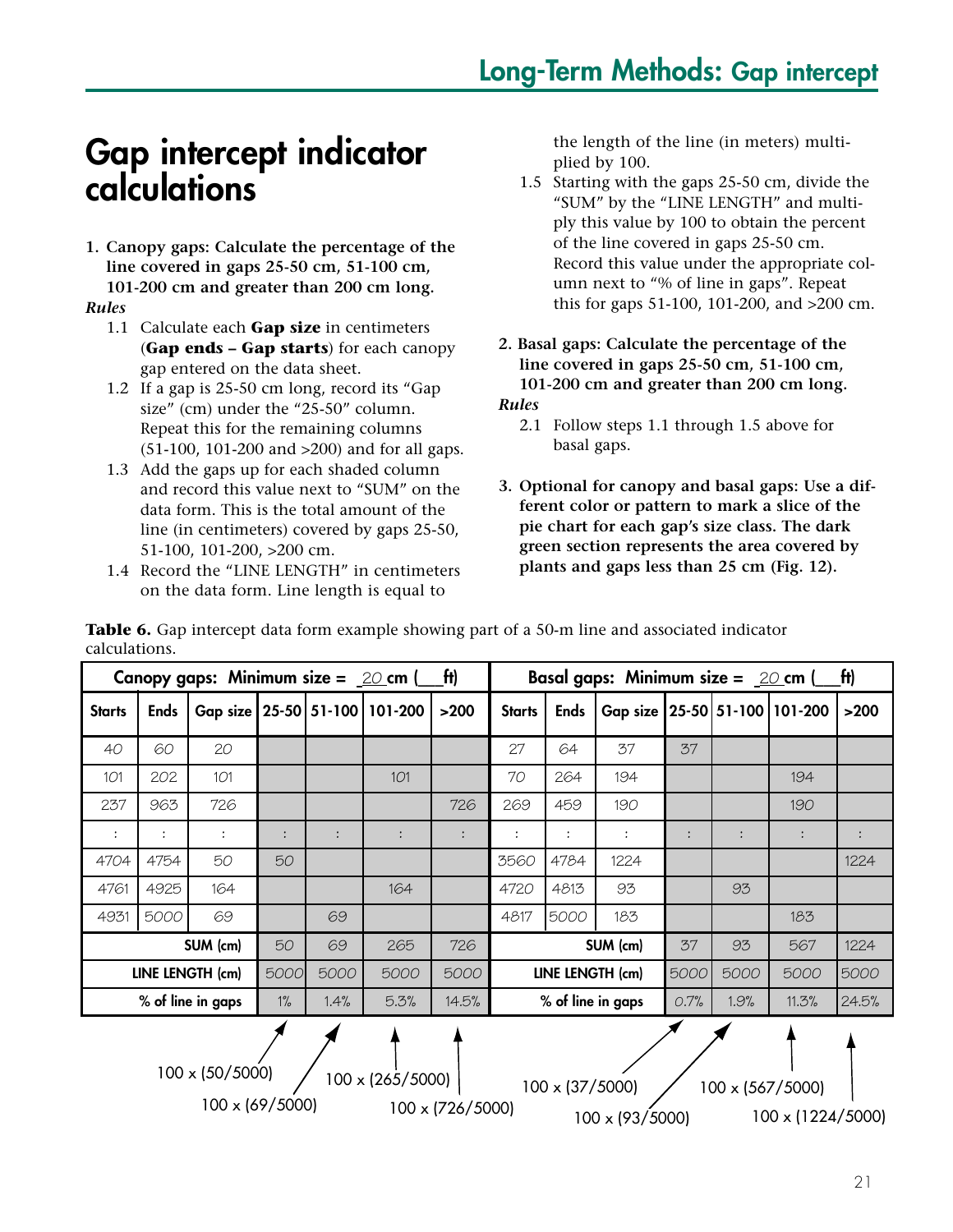# Gap intercept indicator calculations

1. **Canopy gaps: Calculate the percentage of the line covered in gaps 25-50 cm, 51-100 cm, 101-200 cm and greater than 200 cm long.**

*Rules*

1.1 Calculate each **Gap size** in centimeters (**Gap ends – Gap starts**) for each canopy gap entered on the data sheet.

1.2 If a gap is 25-50 cm long, record its "Gap size" (cm) under the "25-50" column. Repeat this for the remaining columns (51-100, 101-200 and >200) and for all gaps.

1.3 Add the gaps up for each shaded column and record this value next to "SUM" on the data form. This is the total amount of the line (in centimeters) covered by gaps 25-50, 51-100, 101-200, >200 cm.

1.4 Record the "LINE LENGTH" in centimeters on the data form. Line length is equal to the length of the line (in meters) multiplied by 100.

1.5 Starting with the gaps 25-50 cm, divide the "SUM" by the "LINE LENGTH" and multiply this value by 100 to obtain the percent of the line covered in gaps 25-50 cm. Record this value under the appropriate column next to "% of line in gaps". Repeat this for gaps 51-100, 101-200, and >200 cm.

2. **Basal gaps: Calculate the percentage of the line covered in gaps 25-50 cm, 51-100 cm, 101-200 cm and greater than 200 cm long.**

*Rules*

2.1 Follow steps 1.1 through 1.5 above for basal gaps.

3. **Optional for canopy and basal gaps: Use a different color or pattern to mark a slice of the pie chart for each gap's size class. The dark green section represents the area covered by plants and gaps less than 25 cm (Fig. 12).**

**Table 6.** Gap intercept data form example showing part of a 50-m line and associated indicator calculations.

| Canopy gaps: Minimum size = 20 cm (\_\_\_ft) | | | | | | | Basal gaps: Minimum size = 20 cm (\_\_\_ft) | | | | | | |
|---|---|---|---|---|---|---|---|---|---|---|---|---|---|
| Starts | Ends | Gap size | 25-50 | 51-100 | 101-200 | >200 | Starts | Ends | Gap size | 25-50 | 51-100 | 101-200 | >200 |
| 40 | 60 | 20 | | | | | 27 | 64 | 37 | 37 | | | |
| 101 | 202 | 101 | | | 101 | | 70 | 264 | 194 | | | 194 | |
| 237 | 963 | 726 | | | | 726 | 269 | 459 | 190 | | | 190 | |
| : | : | : | : | : | : | : | : | : | : | : | : | : | : |
| 4704 | 4754 | 50 | 50 | | | | 3560 | 4784 | 1224 | | | | 1224 |
| 4761 | 4925 | 164 | | | 164 | | 4720 | 4813 | 93 | | 93 | | |
| 4931 | 5000 | 69 | | 69 | | | 4817 | 5000 | 183 | | | 183 | |
| SUM (cm) | | | 50 | 69 | 265 | 726 | SUM (cm) | | | 37 | 93 | 567 | 1224 |
| LINE LENGTH (cm) | | | 5000 | 5000 | 5000 | 5000 | LINE LENGTH (cm) | | | 5000 | 5000 | 5000 | 5000 |
| % of line in gaps | | | 1% | 1.4% | 5.3% | 14.5% | % of line in gaps | | | 0.7% | 1.9% | 11.3% | 24.5% |
| | | | 100 x (50/5000) | 100 x (69/5000) | 100 x (265/5000) | 100 x (726/5000) | | | | 100 x (37/5000) | 100 x (93/5000) | 100 x (567/5000) | 100 x (1224/5000) |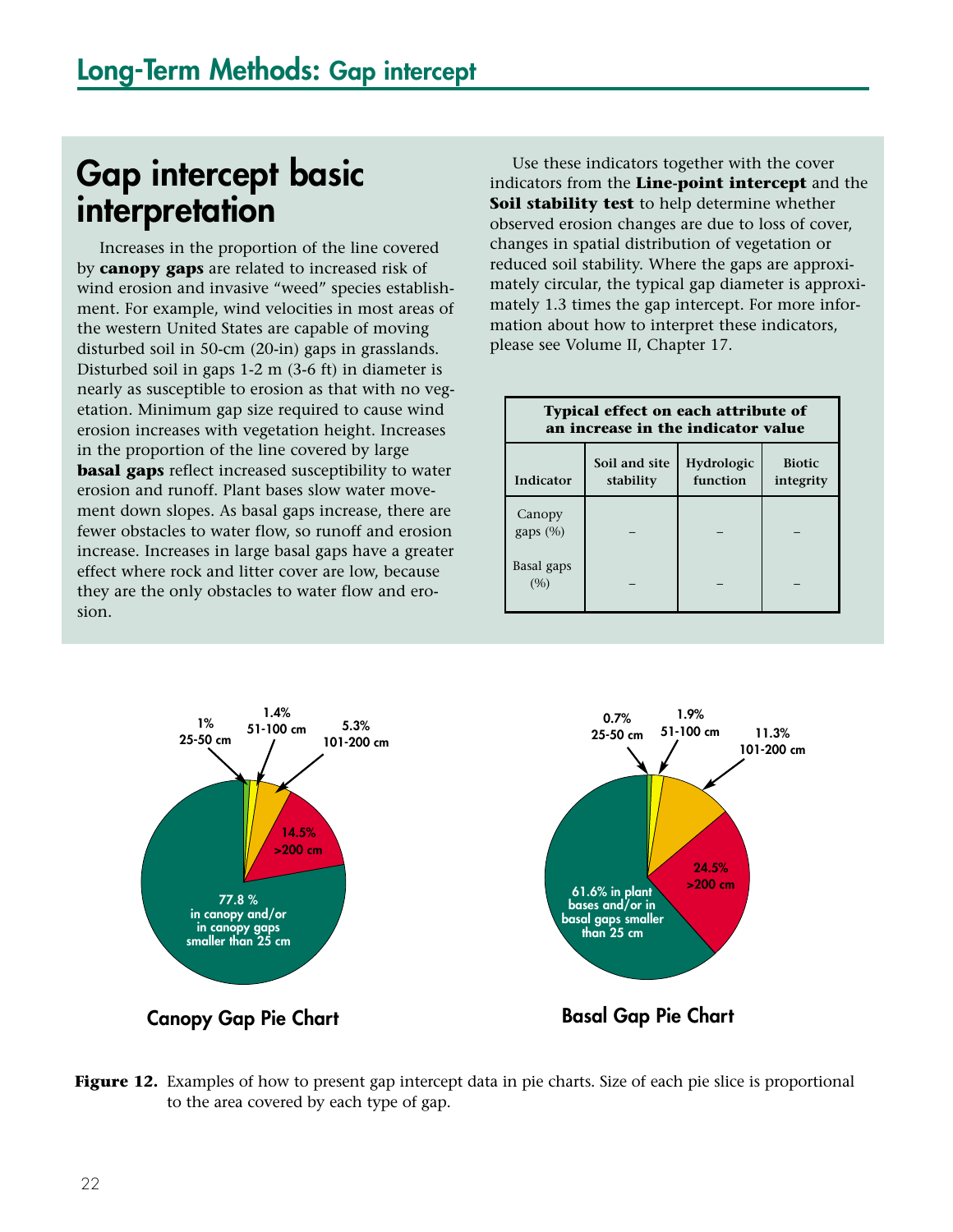# Gap intercept basic interpretation

Increases in the proportion of the line covered by **canopy gaps** are related to increased risk of wind erosion and invasive "weed" species establishment. For example, wind velocities in most areas of the western United States are capable of moving disturbed soil in 50-cm (20-in) gaps in grasslands. Disturbed soil in gaps 1-2 m (3-6 ft) in diameter is nearly as susceptible to erosion as that with no vegetation. Minimum gap size required to cause wind erosion increases with vegetation height. Increases in the proportion of the line covered by large **basal gaps** reflect increased susceptibility to water erosion and runoff. Plant bases slow water movement down slopes. As basal gaps increase, there are fewer obstacles to water flow, so runoff and erosion increase. Increases in large basal gaps have a greater effect where rock and litter cover are low, because they are the only obstacles to water flow and erosion.

Use these indicators together with the cover indicators from the **Line-point intercept** and the **Soil stability test** to help determine whether observed erosion changes are due to loss of cover, changes in spatial distribution of vegetation or reduced soil stability. Where the gaps are approximately circular, the typical gap diameter is approximately 1.3 times the gap intercept. For more information about how to interpret these indicators, please see Volume II, Chapter 17.

**Typical effect on each attribute of an increase in the indicator value**

| Indicator | Soil and site stability | Hydrologic function | Biotic integrity |
|---|---|---|---|
| Canopy gaps (%) | – | – | – |
| Basal gaps (%) | – | – | – |

**Canopy Gap Pie Chart**

- 1% 25-50 cm
- 1.4% 51-100 cm
- 5.3% 101-200 cm
- 14.5% >200 cm
- 77.8 % in canopy and/or in canopy gaps smaller than 25 cm

**Basal Gap Pie Chart**

- 0.7% 25-50 cm
- 1.9% 51-100 cm
- 11.3% 101-200 cm
- 24.5% >200 cm
- 61.6% in plant bases and/or in basal gaps smaller than 25 cm

**Figure 12.** Examples of how to present gap intercept data in pie charts. Size of each pie slice is proportional to the area covered by each type of gap.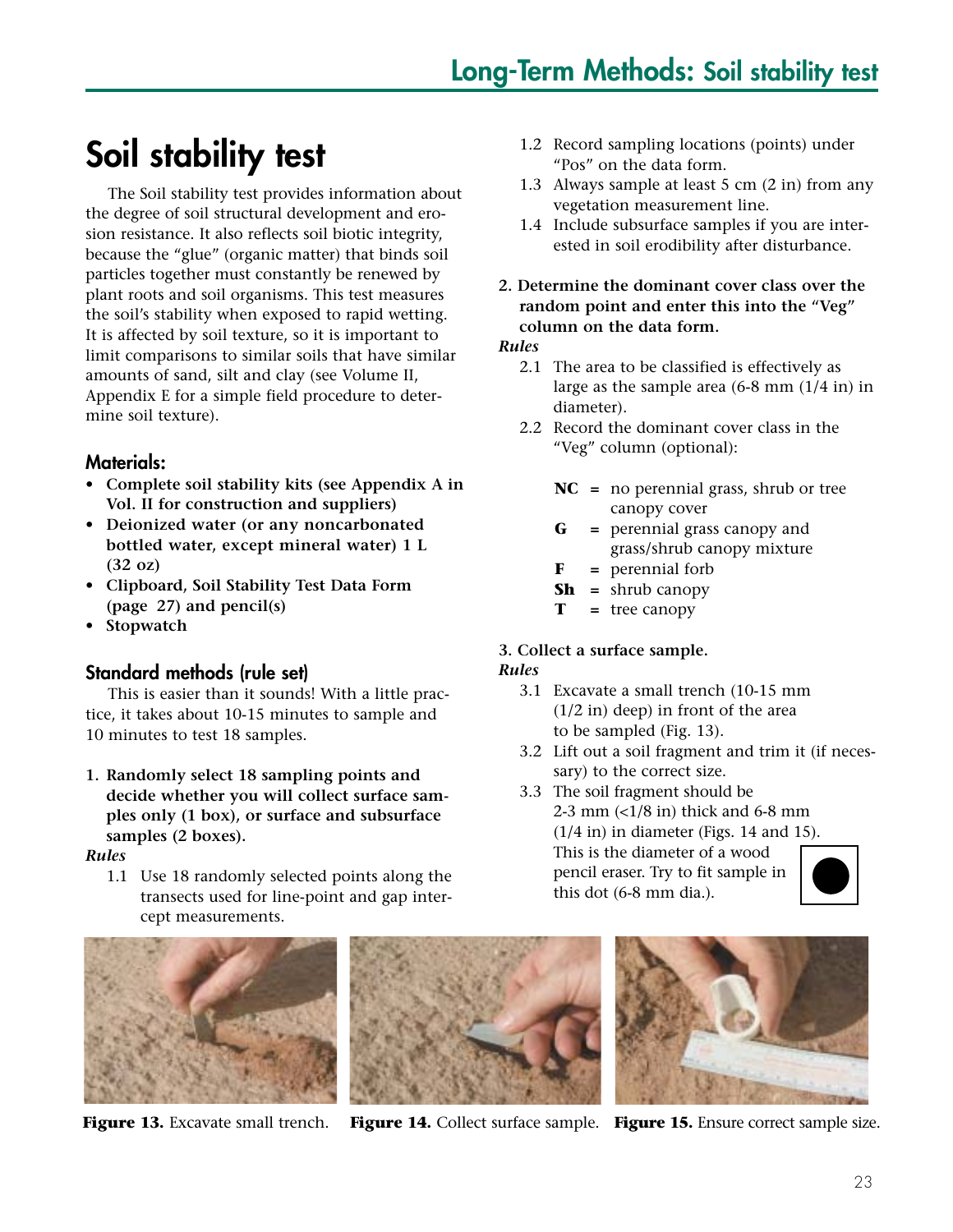# Soil stability test

The Soil stability test provides information about the degree of soil structural development and erosion resistance. It also reflects soil biotic integrity, because the "glue" (organic matter) that binds soil particles together must constantly be renewed by plant roots and soil organisms. This test measures the soil's stability when exposed to rapid wetting. It is affected by soil texture, so it is important to limit comparisons to similar soils that have similar amounts of sand, silt and clay (see Volume II, Appendix E for a simple field procedure to determine soil texture).

## Materials:

- **Complete soil stability kits (see Appendix A in Vol. II for construction and suppliers)**
- **Deionized water (or any noncarbonated bottled water, except mineral water) 1 L (32 oz)**
- **Clipboard, Soil Stability Test Data Form (page 27) and pencil(s)**
- **Stopwatch**

## Standard methods (rule set)

This is easier than it sounds! With a little practice, it takes about 10-15 minutes to sample and 10 minutes to test 18 samples.

**1. Randomly select 18 sampling points and decide whether you will collect surface samples only (1 box), or surface and subsurface samples (2 boxes).**

*Rules*

1.1 Use 18 randomly selected points along the transects used for line-point and gap intercept measurements.

1.2 Record sampling locations (points) under "Pos" on the data form.

1.3 Always sample at least 5 cm (2 in) from any vegetation measurement line.

1.4 Include subsurface samples if you are interested in soil erodibility after disturbance.

**2. Determine the dominant cover class over the random point and enter this into the "Veg" column on the data form.**

*Rules*

2.1 The area to be classified is effectively as large as the sample area (6-8 mm (1/4 in) in diameter).

2.2 Record the dominant cover class in the "Veg" column (optional):

- **NC** = no perennial grass, shrub or tree canopy cover
- **G** = perennial grass canopy and grass/shrub canopy mixture
- **F** = perennial forb
- **Sh** = shrub canopy
- **T** = tree canopy

**3. Collect a surface sample.**

*Rules*

3.1 Excavate a small trench (10-15 mm (1/2 in) deep) in front of the area to be sampled (Fig. 13).

3.2 Lift out a soil fragment and trim it (if necessary) to the correct size.

3.3 The soil fragment should be 2-3 mm (<1/8 in) thick and 6-8 mm (1/4 in) in diameter (Figs. 14 and 15). This is the diameter of a wood pencil eraser. Try to fit sample in this dot (6-8 mm dia.).

**Figure 13.** Excavate small trench.

**Figure 14.** Collect surface sample.

**Figure 15.** Ensure correct sample size.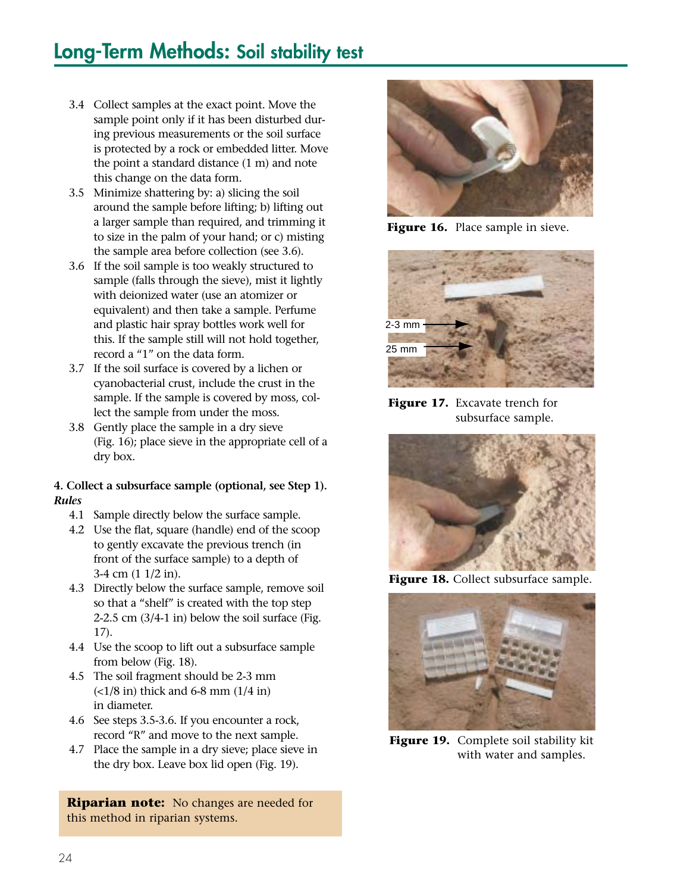## Long-Term Methods: Soil stability test

3.4 Collect samples at the exact point. Move the sample point only if it has been disturbed during previous measurements or the soil surface is protected by a rock or embedded litter. Move the point a standard distance (1 m) and note this change on the data form.

3.5 Minimize shattering by: a) slicing the soil around the sample before lifting; b) lifting out a larger sample than required, and trimming it to size in the palm of your hand; or c) misting the sample area before collection (see 3.6).

3.6 If the soil sample is too weakly structured to sample (falls through the sieve), mist it lightly with deionized water (use an atomizer or equivalent) and then take a sample. Perfume and plastic hair spray bottles work well for this. If the sample still will not hold together, record a "1" on the data form.

3.7 If the soil surface is covered by a lichen or cyanobacterial crust, include the crust in the sample. If the sample is covered by moss, collect the sample from under the moss.

3.8 Gently place the sample in a dry sieve (Fig. 16); place sieve in the appropriate cell of a dry box.

**4. Collect a subsurface sample (optional, see Step 1).**

***Rules***

4.1 Sample directly below the surface sample.

4.2 Use the flat, square (handle) end of the scoop to gently excavate the previous trench (in front of the surface sample) to a depth of 3-4 cm (1 1/2 in).

4.3 Directly below the surface sample, remove soil so that a "shelf" is created with the top step 2-2.5 cm (3/4-1 in) below the soil surface (Fig. 17).

4.4 Use the scoop to lift out a subsurface sample from below (Fig. 18).

4.5 The soil fragment should be 2-3 mm (<1/8 in) thick and 6-8 mm (1/4 in) in diameter.

4.6 See steps 3.5-3.6. If you encounter a rock, record "R" and move to the next sample.

4.7 Place the sample in a dry sieve; place sieve in the dry box. Leave box lid open (Fig. 19).

**Riparian note:** No changes are needed for this method in riparian systems.

**Figure 16.** Place sample in sieve.

2-3 mm

25 mm

**Figure 17.** Excavate trench for subsurface sample.

**Figure 18.** Collect subsurface sample.

**Figure 19.** Complete soil stability kit with water and samples.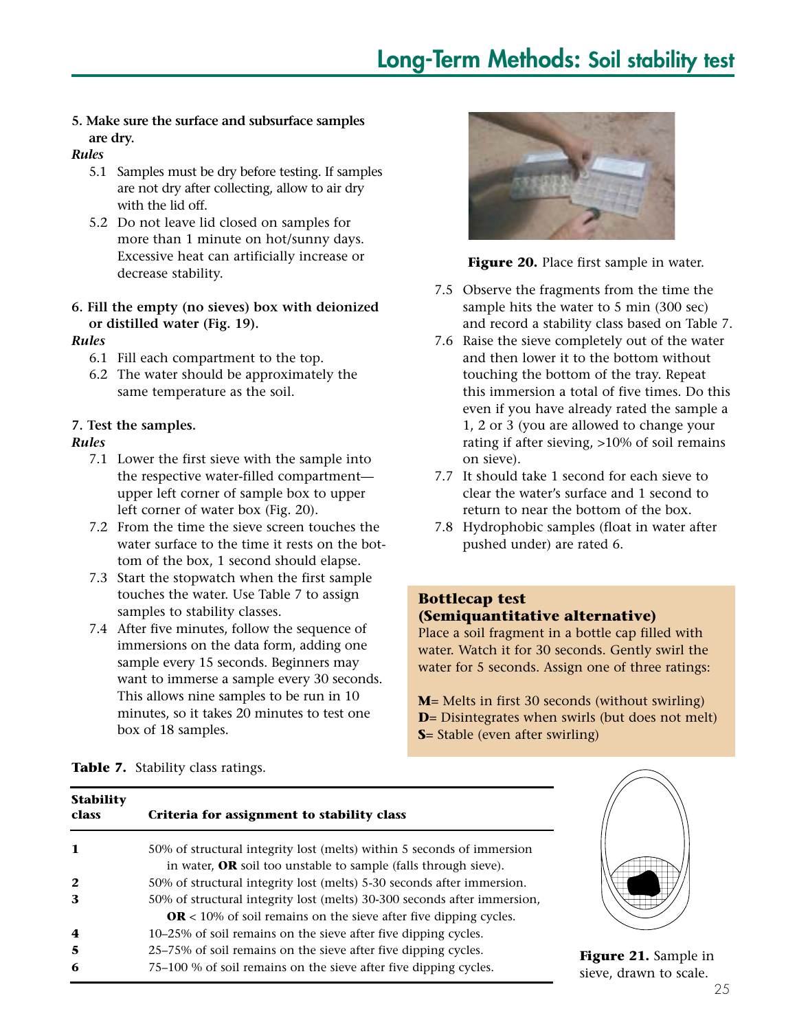**5. Make sure the surface and subsurface samples are dry.**

*Rules*

5.1 Samples must be dry before testing. If samples are not dry after collecting, allow to air dry with the lid off.

5.2 Do not leave lid closed on samples for more than 1 minute on hot/sunny days. Excessive heat can artificially increase or decrease stability.

**6. Fill the empty (no sieves) box with deionized or distilled water (Fig. 19).**

*Rules*

6.1 Fill each compartment to the top.

6.2 The water should be approximately the same temperature as the soil.

**7. Test the samples.**

*Rules*

7.1 Lower the first sieve with the sample into the respective water-filled compartment—upper left corner of sample box to upper left corner of water box (Fig. 20).

7.2 From the time the sieve screen touches the water surface to the time it rests on the bottom of the box, 1 second should elapse.

7.3 Start the stopwatch when the first sample touches the water. Use Table 7 to assign samples to stability classes.

7.4 After five minutes, follow the sequence of immersions on the data form, adding one sample every 15 seconds. Beginners may want to immerse a sample every 30 seconds. This allows nine samples to be run in 10 minutes, so it takes 20 minutes to test one box of 18 samples.

**Figure 20.** Place first sample in water.

7.5 Observe the fragments from the time the sample hits the water to 5 min (300 sec) and record a stability class based on Table 7.

7.6 Raise the sieve completely out of the water and then lower it to the bottom without touching the bottom of the tray. Repeat this immersion a total of five times. Do this even if you have already rated the sample a 1, 2 or 3 (you are allowed to change your rating if after sieving, >10% of soil remains on sieve).

7.7 It should take 1 second for each sieve to clear the water's surface and 1 second to return to near the bottom of the box.

7.8 Hydrophobic samples (float in water after pushed under) are rated 6.

> **Bottlecap test (Semiquantitative alternative)**
>
> Place a soil fragment in a bottle cap filled with water. Watch it for 30 seconds. Gently swirl the water for 5 seconds. Assign one of three ratings:
>
> **M**= Melts in first 30 seconds (without swirling)
> **D**= Disintegrates when swirls (but does not melt)
> **S**= Stable (even after swirling)

**Table 7.** Stability class ratings.

| Stability class | Criteria for assignment to stability class |
|---|---|
| **1** | 50% of structural integrity lost (melts) within 5 seconds of immersion in water, **OR** soil too unstable to sample (falls through sieve). |
| **2** | 50% of structural integrity lost (melts) 5-30 seconds after immersion. |
| **3** | 50% of structural integrity lost (melts) 30-300 seconds after immersion, **OR** < 10% of soil remains on the sieve after five dipping cycles. |
| **4** | 10–25% of soil remains on the sieve after five dipping cycles. |
| **5** | 25–75% of soil remains on the sieve after five dipping cycles. |
| **6** | 75–100 % of soil remains on the sieve after five dipping cycles. |

**Figure 21.** Sample in sieve, drawn to scale.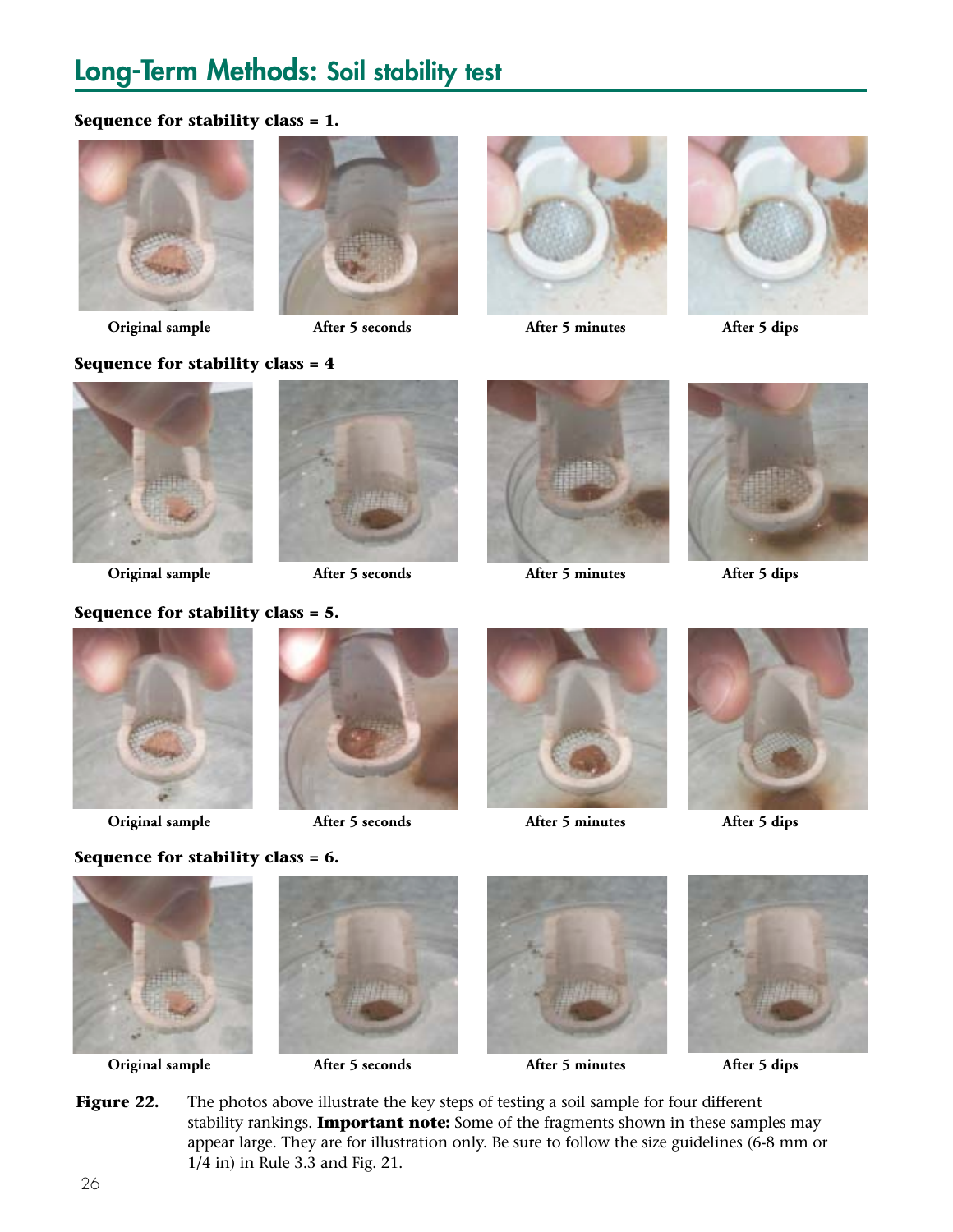## Long-Term Methods: Soil stability test

**Sequence for stability class = 1.**

Original sample | After 5 seconds | After 5 minutes | After 5 dips

**Sequence for stability class = 4**

Original sample | After 5 seconds | After 5 minutes | After 5 dips

**Sequence for stability class = 5.**

Original sample | After 5 seconds | After 5 minutes | After 5 dips

**Sequence for stability class = 6.**

Original sample | After 5 seconds | After 5 minutes | After 5 dips

**Figure 22.** The photos above illustrate the key steps of testing a soil sample for four different stability rankings. **Important note:** Some of the fragments shown in these samples may appear large. They are for illustration only. Be sure to follow the size guidelines (6-8 mm or 1/4 in) in Rule 3.3 and Fig. 21.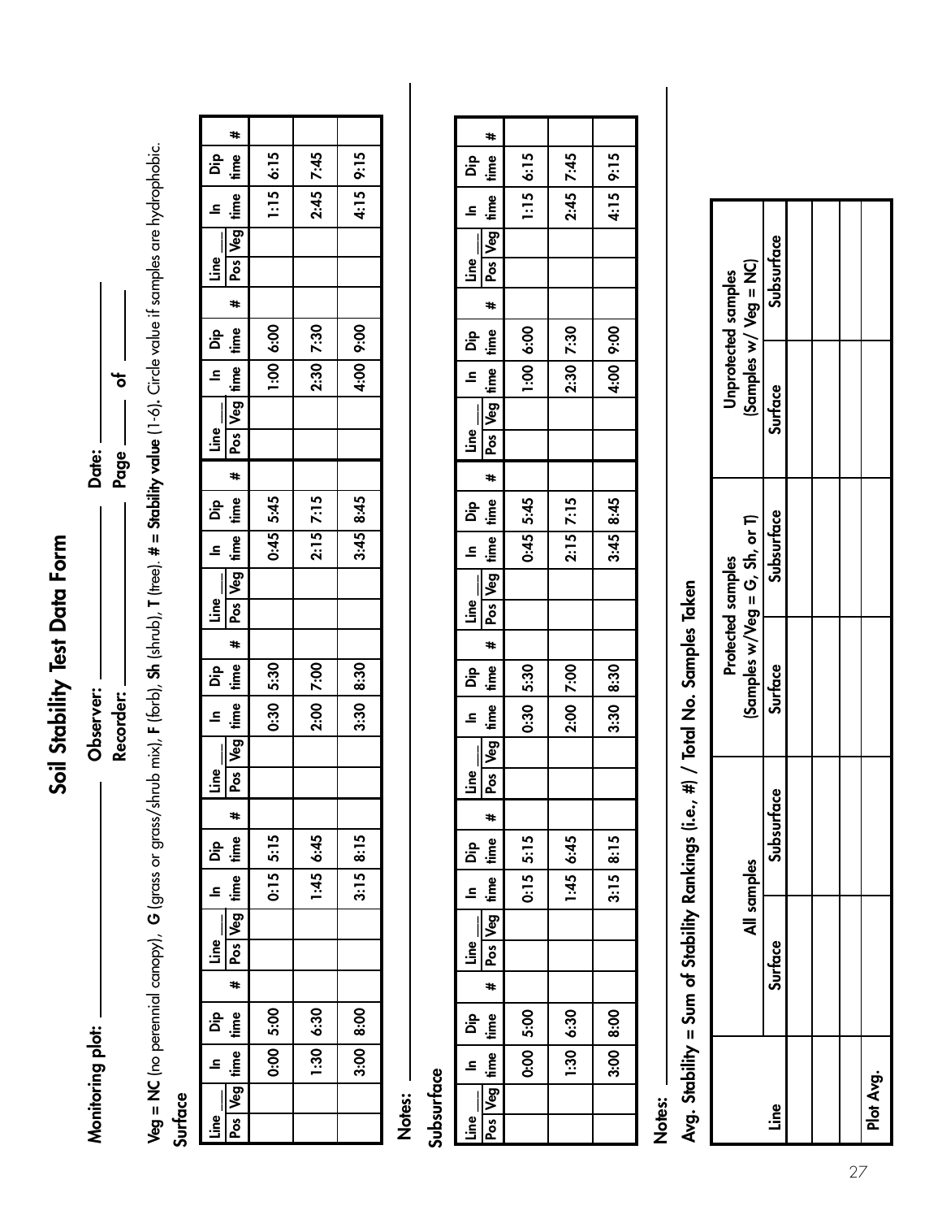# Soil Stability Test Data Form

**Monitoring plot:** ________ **Observer:** ________ **Date:** ________

**Recorder:** ________ **Page** ____ **of** ____

**Veg = NC** (no perennial canopy), **G** (grass or grass/shrub mix), **F** (forb), **Sh** (shrub), **T** (tree). **# = Stability value** (1-6). Circle value if samples are hydrophobic.

## Surface

| Line ___ Pos | Veg | In time | Dip time | # | Line ___ Pos | Veg | In time | Dip time | # | Line ___ Pos | Veg | In time | Dip time | # | Line ___ Pos | Veg | In time | Dip time | # | Line ___ Pos | Veg | In time | Dip time | # | Line ___ Pos | Veg | In time | Dip time | # |
|---|---|---|---|---|---|---|---|---|---|---|---|---|---|---|---|---|---|---|---|---|---|---|---|---|---|---|---|---|---|
| | | 0:00 | 5:00 | | | | 0:15 | 5:15 | | | | 0:30 | 5:30 | | | | 0:45 | 5:45 | | | | 1:00 | 6:00 | | | | 1:15 | 6:15 | |
| | | 1:30 | 6:30 | | | | 1:45 | 6:45 | | | | 2:00 | 7:00 | | | | 2:15 | 7:15 | | | | 2:30 | 7:30 | | | | 2:45 | 7:45 | |
| | | 3:00 | 8:00 | | | | 3:15 | 8:15 | | | | 3:30 | 8:30 | | | | 3:45 | 8:45 | | | | 4:00 | 9:00 | | | | 4:15 | 9:15 | |

**Notes:** ________

## Subsurface

| Line ___ Pos | Veg | In time | Dip time | # | Line ___ Pos | Veg | In time | Dip time | # | Line ___ Pos | Veg | In time | Dip time | # | Line ___ Pos | Veg | In time | Dip time | # | Line ___ Pos | Veg | In time | Dip time | # | Line ___ Pos | Veg | In time | Dip time | # |
|---|---|---|---|---|---|---|---|---|---|---|---|---|---|---|---|---|---|---|---|---|---|---|---|---|---|---|---|---|---|
| | | 0:00 | 5:00 | | | | 0:15 | 5:15 | | | | 0:30 | 5:30 | | | | 0:45 | 5:45 | | | | 1:00 | 6:00 | | | | 1:15 | 6:15 | |
| | | 1:30 | 6:30 | | | | 1:45 | 6:45 | | | | 2:00 | 7:00 | | | | 2:15 | 7:15 | | | | 2:30 | 7:30 | | | | 2:45 | 7:45 | |
| | | 3:00 | 8:00 | | | | 3:15 | 8:15 | | | | 3:30 | 8:30 | | | | 3:45 | 8:45 | | | | 4:00 | 9:00 | | | | 4:15 | 9:15 | |

**Notes:** ________

**Avg. Stability = Sum of Stability Rankings (i.e., #) / Total No. Samples Taken**

| | All samples | | Protected samples (Samples w/Veg = G, Sh, or T) | | Unprotected samples (Samples w/ Veg = NC) | |
|---|---|---|---|---|---|---|
| Line | Surface | Subsurface | Surface | Subsurface | Surface | Subsurface |
| | | | | | | |
| | | | | | | |
| | | | | | | |
| Plot Avg. | | | | | | |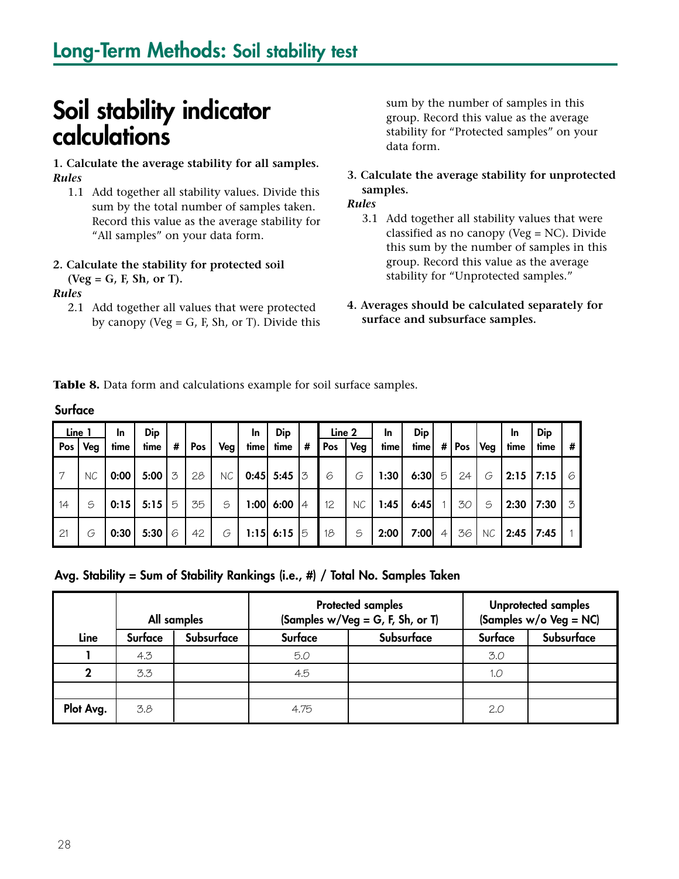## Long-Term Methods: Soil stability test

# Soil stability indicator calculations

**1. Calculate the average stability for all samples.**

***Rules***

1.1 Add together all stability values. Divide this sum by the total number of samples taken. Record this value as the average stability for "All samples" on your data form.

**2. Calculate the stability for protected soil (Veg = G, F, Sh, or T).**

***Rules***

2.1 Add together all values that were protected by canopy (Veg = G, F, Sh, or T). Divide this sum by the number of samples in this group. Record this value as the average stability for "Protected samples" on your data form.

**3. Calculate the average stability for unprotected samples.**

***Rules***

3.1 Add together all stability values that were classified as no canopy (Veg = NC). Divide this sum by the number of samples in this group. Record this value as the average stability for "Unprotected samples."

**4. Averages should be calculated separately for surface and subsurface samples.**

**Table 8.** Data form and calculations example for soil surface samples.

**Surface**

| Line 1 | | In | Dip | | | | In | Dip | | Line 2 | | In | Dip | | | | In | Dip | |
|---|---|---|---|---|---|---|---|---|---|---|---|---|---|---|---|---|---|---|---|
| Pos | Veg | time | time | # | Pos | Veg | time | time | # | Pos | Veg | time | time | # | Pos | Veg | time | time | # |
| 7 | NC | 0:00 | 5:00 | 3 | 28 | NC | 0:45 | 5:45 | 3 | 6 | G | 1:30 | 6:30 | 5 | 24 | G | 2:15 | 7:15 | 6 |
| 14 | S | 0:15 | 5:15 | 5 | 35 | S | 1:00 | 6:00 | 4 | 12 | NC | 1:45 | 6:45 | 1 | 30 | S | 2:30 | 7:30 | 3 |
| 21 | G | 0:30 | 5:30 | 6 | 42 | G | 1:15 | 6:15 | 5 | 18 | S | 2:00 | 7:00 | 4 | 36 | NC | 2:45 | 7:45 | 1 |

**Avg. Stability = Sum of Stability Rankings (i.e., #) / Total No. Samples Taken**

| | All samples | | Protected samples (Samples w/Veg = G, F, Sh, or T) | | Unprotected samples (Samples w/o Veg = NC) | |
|---|---|---|---|---|---|---|
| **Line** | **Surface** | **Subsurface** | **Surface** | **Subsurface** | **Surface** | **Subsurface** |
| **1** | 4.3 | | 5.0 | | 3.0 | |
| **2** | 3.3 | | 4.5 | | 1.0 | |
| | | | | | | |
| **Plot Avg.** | 3.8 | | 4.75 | | 2.0 | |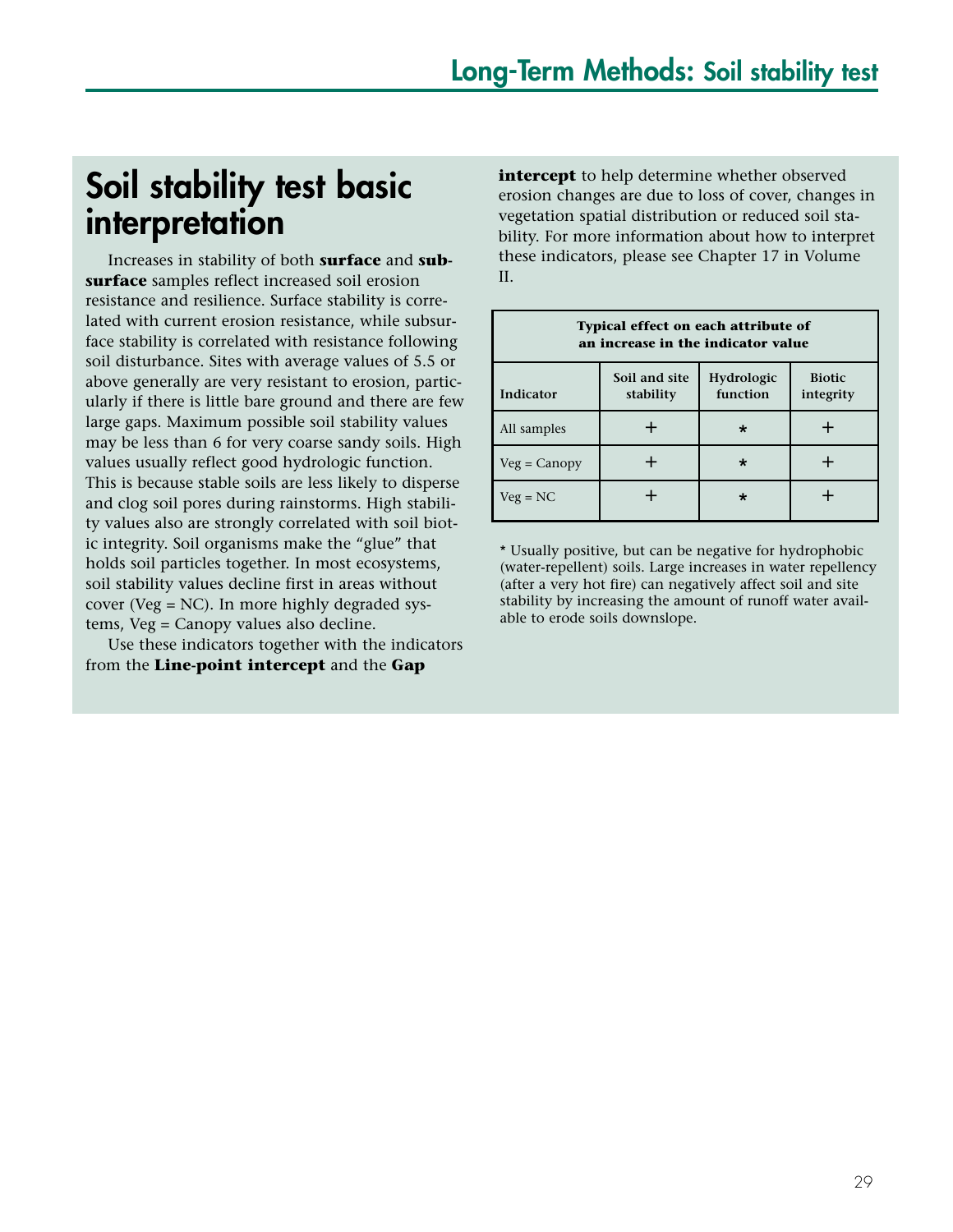# Soil stability test basic interpretation

Increases in stability of both **surface** and **subsurface** samples reflect increased soil erosion resistance and resilience. Surface stability is correlated with current erosion resistance, while subsurface stability is correlated with resistance following soil disturbance. Sites with average values of 5.5 or above generally are very resistant to erosion, particularly if there is little bare ground and there are few large gaps. Maximum possible soil stability values may be less than 6 for very coarse sandy soils. High values usually reflect good hydrologic function. This is because stable soils are less likely to disperse and clog soil pores during rainstorms. High stability values also are strongly correlated with soil biotic integrity. Soil organisms make the "glue" that holds soil particles together. In most ecosystems, soil stability values decline first in areas without cover (Veg = NC). In more highly degraded systems, Veg = Canopy values also decline.

Use these indicators together with the indicators from the **Line-point intercept** and the **Gap intercept** to help determine whether observed erosion changes are due to loss of cover, changes in vegetation spatial distribution or reduced soil stability. For more information about how to interpret these indicators, please see Chapter 17 in Volume II.

| Typical effect on each attribute of an increase in the indicator value | | | |
|---|---|---|---|
| **Indicator** | **Soil and site stability** | **Hydrologic function** | **Biotic integrity** |
| All samples | + | * | + |
| Veg = Canopy | + | * | + |
| Veg = NC | + | * | + |

* Usually positive, but can be negative for hydrophobic (water-repellent) soils. Large increases in water repellency (after a very hot fire) can negatively affect soil and site stability by increasing the amount of runoff water available to erode soils downslope.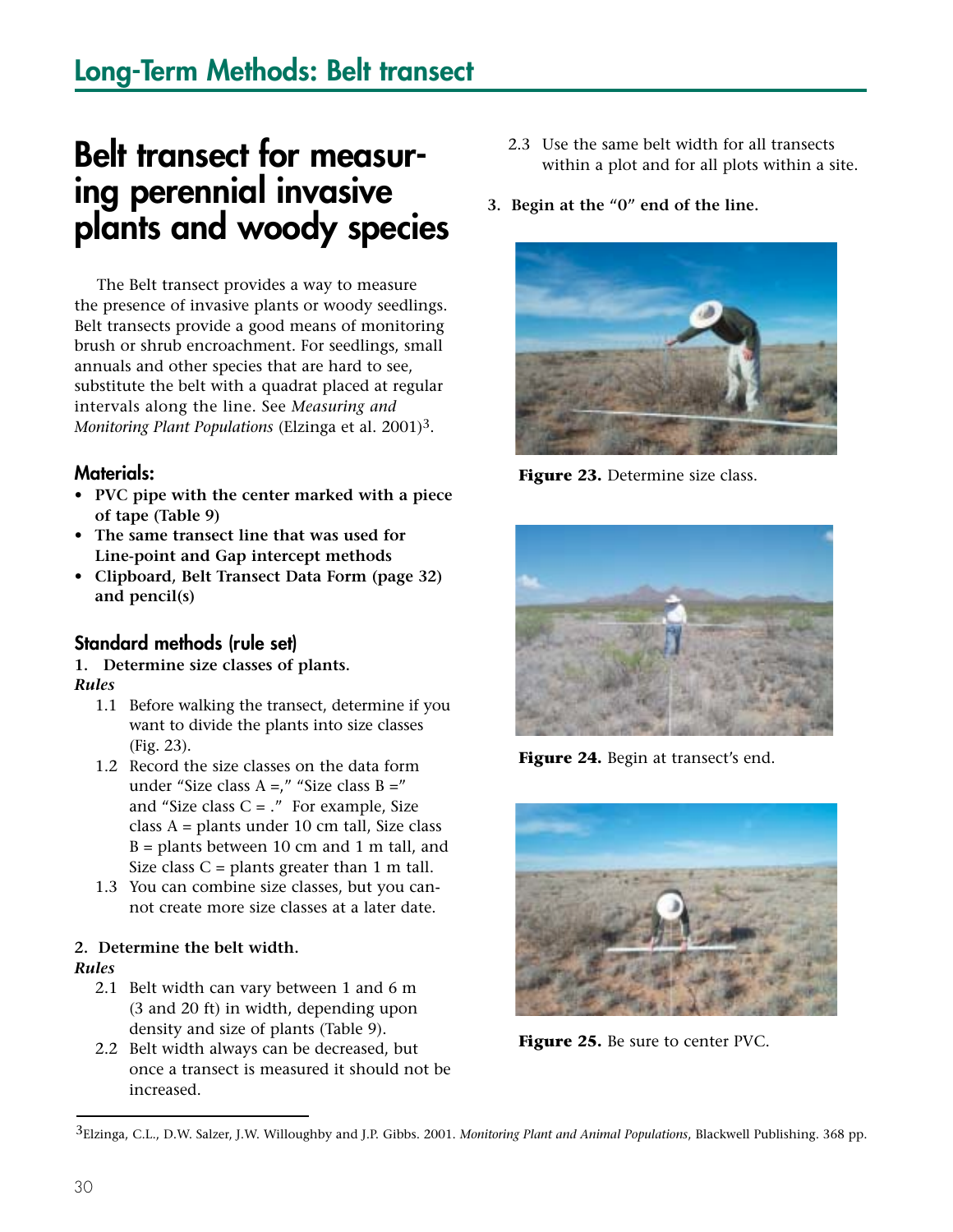# Belt transect for measuring perennial invasive plants and woody species

The Belt transect provides a way to measure the presence of invasive plants or woody seedlings. Belt transects provide a good means of monitoring brush or shrub encroachment. For seedlings, small annuals and other species that are hard to see, substitute the belt with a quadrat placed at regular intervals along the line. See *Measuring and Monitoring Plant Populations* (Elzinga et al. 2001)[3].

### Materials:

- **PVC pipe with the center marked with a piece of tape (Table 9)**
- **The same transect line that was used for Line-point and Gap intercept methods**
- **Clipboard, Belt Transect Data Form (page 32) and pencil(s)**

### Standard methods (rule set)

**1. Determine size classes of plants.**

***Rules***

1.1 Before walking the transect, determine if you want to divide the plants into size classes (Fig. 23).

1.2 Record the size classes on the data form under "Size class A =," "Size class B =" and "Size class C = ." For example, Size class A = plants under 10 cm tall, Size class B = plants between 10 cm and 1 m tall, and Size class C = plants greater than 1 m tall.

1.3 You can combine size classes, but you cannot create more size classes at a later date.

**2. Determine the belt width.**

***Rules***

2.1 Belt width can vary between 1 and 6 m (3 and 20 ft) in width, depending upon density and size of plants (Table 9).

2.2 Belt width always can be decreased, but once a transect is measured it should not be increased.

2.3 Use the same belt width for all transects within a plot and for all plots within a site.

**3. Begin at the "0" end of the line.**

**Figure 23.** Determine size class.

**Figure 24.** Begin at transect's end.

**Figure 25.** Be sure to center PVC.

---

[3] Elzinga, C.L., D.W. Salzer, J.W. Willoughby and J.P. Gibbs. 2001. *Monitoring Plant and Animal Populations*, Blackwell Publishing. 368 pp.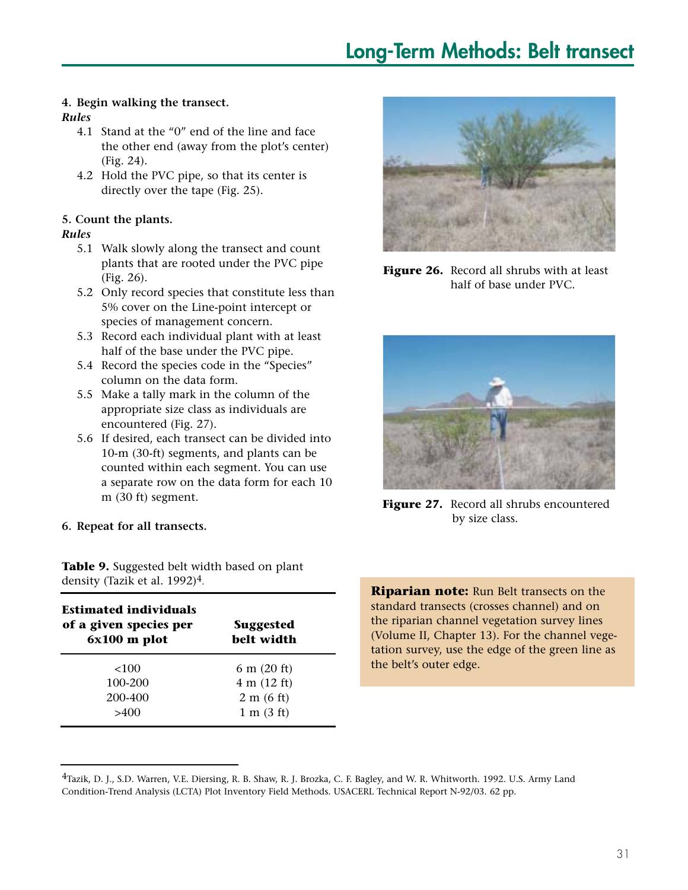**4. Begin walking the transect.**

*Rules*

4.1 Stand at the "0" end of the line and face the other end (away from the plot's center) (Fig. 24).

4.2 Hold the PVC pipe, so that its center is directly over the tape (Fig. 25).

**5. Count the plants.**

*Rules*

5.1 Walk slowly along the transect and count plants that are rooted under the PVC pipe (Fig. 26).

5.2 Only record species that constitute less than 5% cover on the Line-point intercept or species of management concern.

5.3 Record each individual plant with at least half of the base under the PVC pipe.

5.4 Record the species code in the "Species" column on the data form.

5.5 Make a tally mark in the column of the appropriate size class as individuals are encountered (Fig. 27).

5.6 If desired, each transect can be divided into 10-m (30-ft) segments, and plants can be counted within each segment. You can use a separate row on the data form for each 10 m (30 ft) segment.

**6. Repeat for all transects.**

**Figure 26.** Record all shrubs with at least half of base under PVC.

**Figure 27.** Record all shrubs encountered by size class.

**Table 9.** Suggested belt width based on plant density (Tazik et al. 1992)[4].

| Estimated individuals of a given species per 6x100 m plot | Suggested belt width |
|---|---|
| <100 | 6 m (20 ft) |
| 100-200 | 4 m (12 ft) |
| 200-400 | 2 m (6 ft) |
| >400 | 1 m (3 ft) |

**Riparian note:** Run Belt transects on the standard transects (crosses channel) and on the riparian channel vegetation survey lines (Volume II, Chapter 13). For the channel vegetation survey, use the edge of the green line as the belt's outer edge.

---

[4] Tazik, D. J., S.D. Warren, V.E. Diersing, R. B. Shaw, R. J. Brozka, C. F. Bagley, and W. R. Whitworth. 1992. U.S. Army Land Condition-Trend Analysis (LCTA) Plot Inventory Field Methods. USACERL Technical Report N-92/03. 62 pp.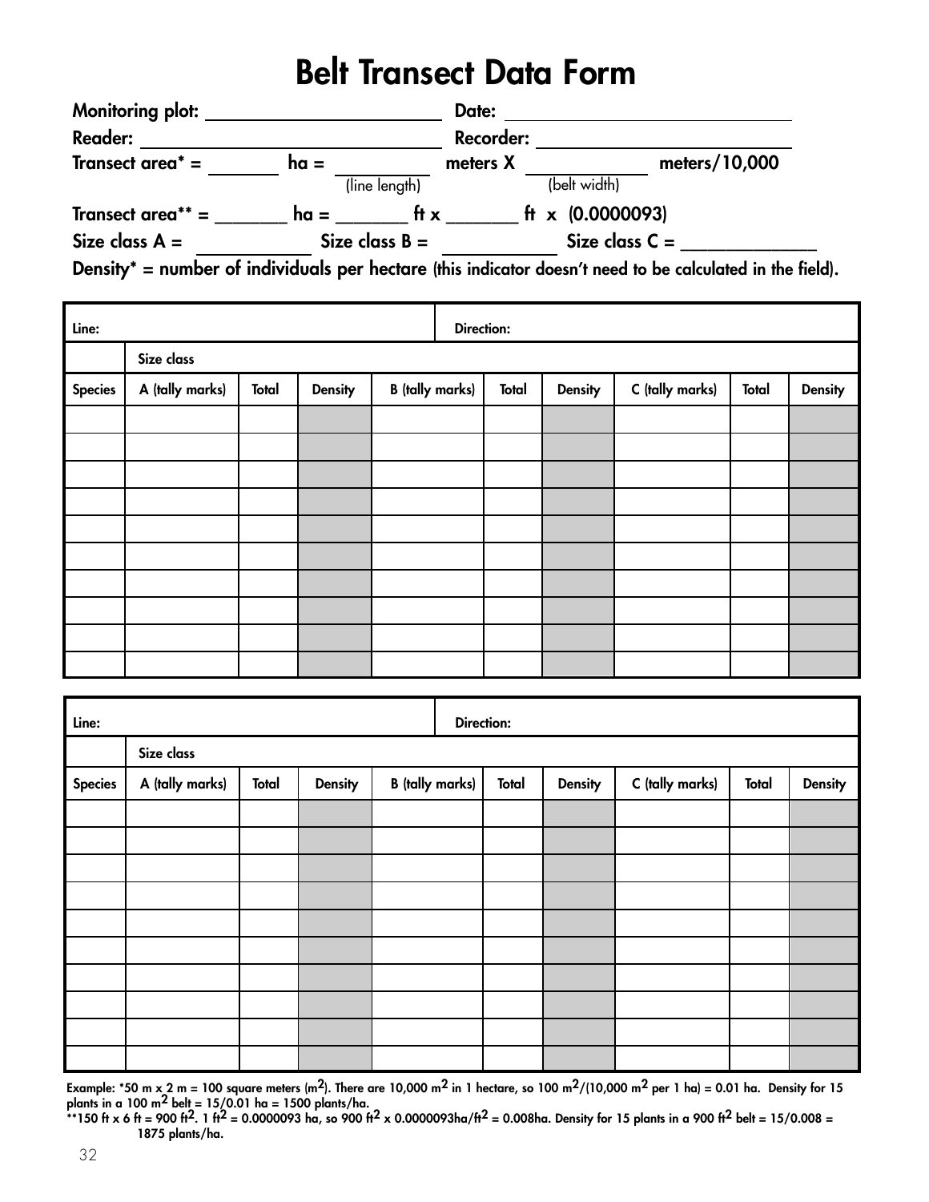# Belt Transect Data Form

**Monitoring plot:** ______________________ **Date:** ______________________

**Reader:** ______________________ **Recorder:** ______________________

**Transect area* =** _______ **ha =** _________ (line length) **meters X** _________ (belt width) **meters/10,000**

**Transect area** =** _______ **ha =** _______ **ft x** _______ **ft x (0.0000093)**

**Size class A =** __________ **Size class B =** __________ **Size class C =** ______________

**Density* = number of individuals per hectare** (this indicator doesn't need to be calculated in the field).

| Line: | | | | | Direction: | | | | |
|---|---|---|---|---|---|---|---|---|---|
| | Size class | | | | | | | | |
| Species | A (tally marks) | Total | Density | B (tally marks) | Total | Density | C (tally marks) | Total | Density |
| | | | | | | | | | |
| | | | | | | | | | |
| | | | | | | | | | |
| | | | | | | | | | |
| | | | | | | | | | |
| | | | | | | | | | |
| | | | | | | | | | |
| | | | | | | | | | |
| | | | | | | | | | |
| | | | | | | | | | |

| Line: | | | | | Direction: | | | | |
|---|---|---|---|---|---|---|---|---|---|
| | Size class | | | | | | | | |
| Species | A (tally marks) | Total | Density | B (tally marks) | Total | Density | C (tally marks) | Total | Density |
| | | | | | | | | | |
| | | | | | | | | | |
| | | | | | | | | | |
| | | | | | | | | | |
| | | | | | | | | | |
| | | | | | | | | | |
| | | | | | | | | | |
| | | | | | | | | | |
| | | | | | | | | | |
| | | | | | | | | | |

**Example: *50 m x 2 m = 100 square meters ($m^2$). There are 10,000 $m^2$ in 1 hectare, so 100 $m^2$/(10,000 $m^2$ per 1 ha) = 0.01 ha. Density for 15 plants in a 100 $m^2$ belt = 15/0.01 ha = 1500 plants/ha.**

****150 ft x 6 ft = 900 $ft^2$. 1 $ft^2$ = 0.0000093 ha, so 900 $ft^2$ x 0.0000093ha/$ft^2$ = 0.008ha. Density for 15 plants in a 900 $ft^2$ belt = 15/0.008 = 1875 plants/ha.**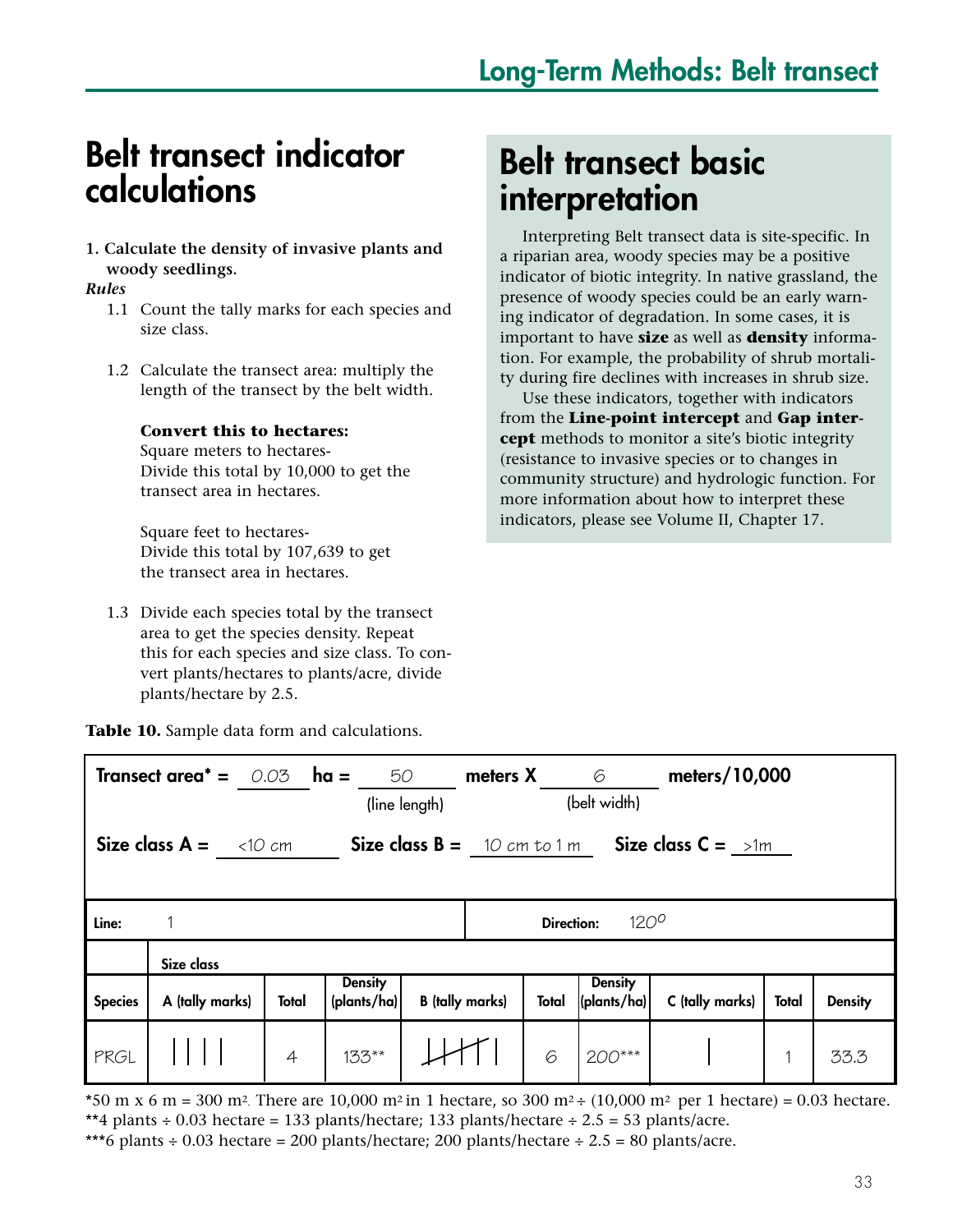# Belt transect indicator calculations

**1. Calculate the density of invasive plants and woody seedlings.**

*Rules*

1.1 Count the tally marks for each species and size class.

1.2 Calculate the transect area: multiply the length of the transect by the belt width.

**Convert this to hectares:**
Square meters to hectares-
Divide this total by 10,000 to get the transect area in hectares.

Square feet to hectares-
Divide this total by 107,639 to get the transect area in hectares.

1.3 Divide each species total by the transect area to get the species density. Repeat this for each species and size class. To convert plants/hectares to plants/acre, divide plants/hectare by 2.5.

## Belt transect basic interpretation

Interpreting Belt transect data is site-specific. In a riparian area, woody species may be a positive indicator of biotic integrity. In native grassland, the presence of woody species could be an early warning indicator of degradation. In some cases, it is important to have **size** as well as **density** information. For example, the probability of shrub mortality during fire declines with increases in shrub size.

Use these indicators, together with indicators from the **Line-point intercept** and **Gap intercept** methods to monitor a site's biotic integrity (resistance to invasive species or to changes in community structure) and hydrologic function. For more information about how to interpret these indicators, please see Volume II, Chapter 17.

**Table 10.** Sample data form and calculations.

**Transect area*** = 0.03 **ha** = 50 (line length) **meters X** 6 (belt width) **meters/10,000**

**Size class A** = <10 cm **Size class B** = 10 cm to 1 m **Size class C** = >1m

**Line:** 1 **Direction:** 120°

| Species | A (tally marks) | Total | Density (plants/ha) | B (tally marks) | Total | Density (plants/ha) | C (tally marks) | Total | Density |
|---|---|---|---|---|---|---|---|---|---|
| PRGL | \|\|\|\| | 4 | 133** | ~~\|\|\|\|~~ \| | 6 | 200*** | \| | 1 | 33.3 |

*50 m x 6 m = 300 $m^2$. There are 10,000 $m^2$ in 1 hectare, so 300 $m^2$ ÷ (10,000 $m^2$ per 1 hectare) = 0.03 hectare.
**4 plants ÷ 0.03 hectare = 133 plants/hectare; 133 plants/hectare ÷ 2.5 = 53 plants/acre.
***6 plants ÷ 0.03 hectare = 200 plants/hectare; 200 plants/hectare ÷ 2.5 = 80 plants/acre.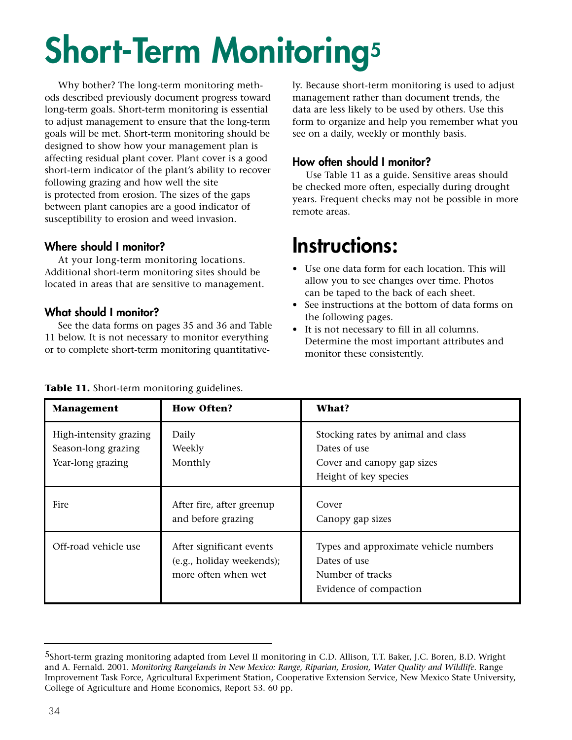# Short-Term Monitoring[5]

Why bother? The long-term monitoring methods described previously document progress toward long-term goals. Short-term monitoring is essential to adjust management to ensure that the long-term goals will be met. Short-term monitoring should be designed to show how your management plan is affecting residual plant cover. Plant cover is a good short-term indicator of the plant's ability to recover following grazing and how well the site is protected from erosion. The sizes of the gaps between plant canopies are a good indicator of susceptibility to erosion and weed invasion.

### Where should I monitor?

At your long-term monitoring locations. Additional short-term monitoring sites should be located in areas that are sensitive to management.

### What should I monitor?

See the data forms on pages 35 and 36 and Table 11 below. It is not necessary to monitor everything or to complete short-term monitoring quantitatively. Because short-term monitoring is used to adjust management rather than document trends, the data are less likely to be used by others. Use this form to organize and help you remember what you see on a daily, weekly or monthly basis.

### How often should I monitor?

Use Table 11 as a guide. Sensitive areas should be checked more often, especially during drought years. Frequent checks may not be possible in more remote areas.

## Instructions:

- Use one data form for each location. This will allow you to see changes over time. Photos can be taped to the back of each sheet.
- See instructions at the bottom of data forms on the following pages.
- It is not necessary to fill in all columns. Determine the most important attributes and monitor these consistently.

**Table 11.** Short-term monitoring guidelines.

| Management | How Often? | What? |
|---|---|---|
| High-intensity grazing<br>Season-long grazing<br>Year-long grazing | Daily<br>Weekly<br>Monthly | Stocking rates by animal and class<br>Dates of use<br>Cover and canopy gap sizes<br>Height of key species |
| Fire | After fire, after greenup and before grazing | Cover<br>Canopy gap sizes |
| Off-road vehicle use | After significant events (e.g., holiday weekends); more often when wet | Types and approximate vehicle numbers<br>Dates of use<br>Number of tracks<br>Evidence of compaction |

[5]Short-term grazing monitoring adapted from Level II monitoring in C.D. Allison, T.T. Baker, J.C. Boren, B.D. Wright and A. Fernald. 2001. *Monitoring Rangelands in New Mexico: Range, Riparian, Erosion, Water Quality and Wildlife*. Range Improvement Task Force, Agricultural Experiment Station, Cooperative Extension Service, New Mexico State University, College of Agriculture and Home Economics, Report 53. 60 pp.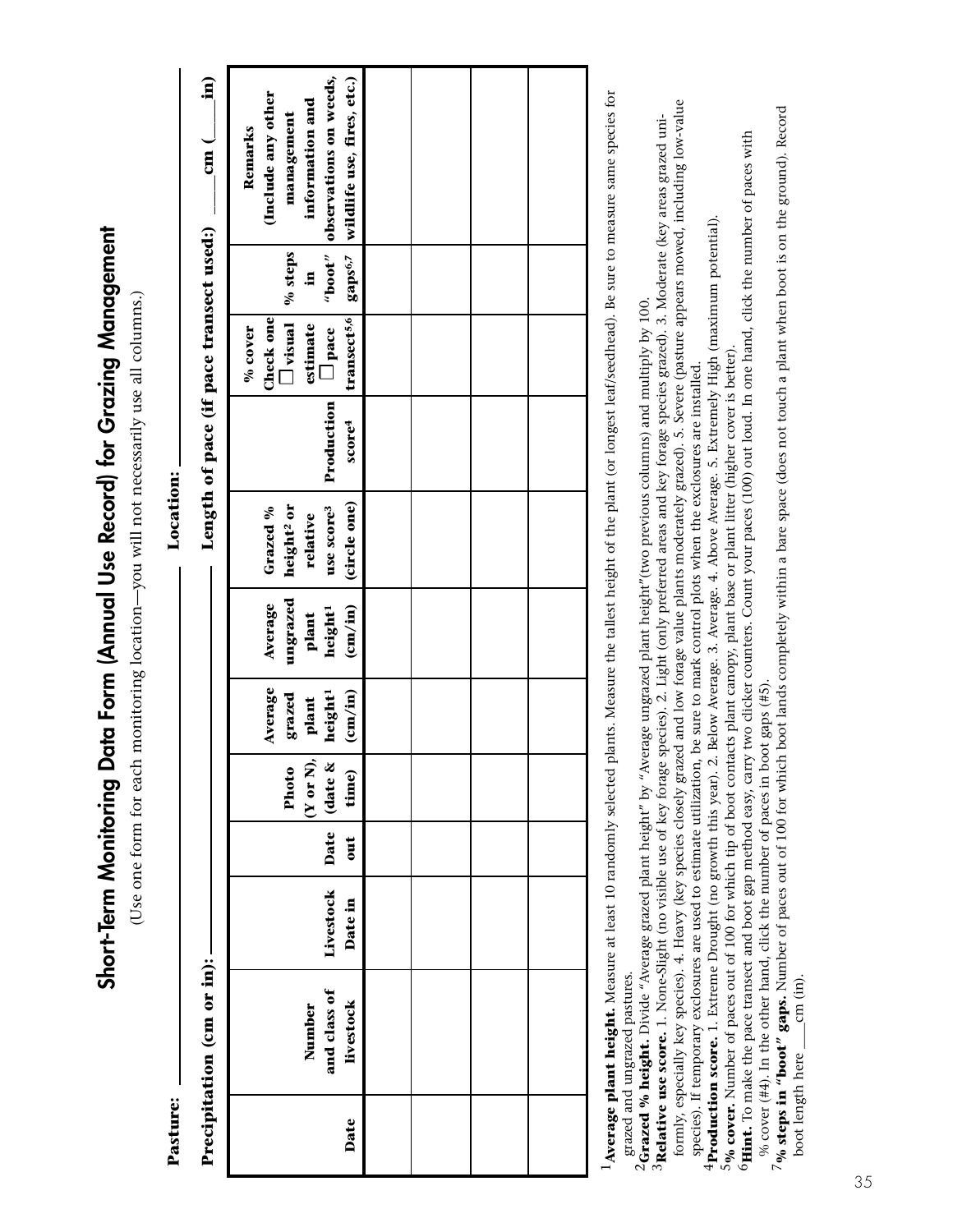# Short-Term Monitoring Data Form (Annual Use Record) for Grazing Management

(Use one form for each monitoring location—you will not necessarily use all columns.)

**Pasture:** ______________________ **Location:** ______________________

**Precipitation (cm or in):** ______________________ **Length of pace (if pace transect used:)** ____cm (____in)

| Date | Number and class of livestock | Livestock Date in | Date out | Photo (Y or N), (date & time) | Average grazed plant height[1] (cm/in) | Average ungrazed plant height[1] (cm/in) | Grazed % height[2] or relative use score[3] (circle one) | Production score[4] | % cover Check one ☐ visual estimate ☐ pace transect[5,6] | % steps in "boot" gaps[6,7] | Remarks (Include any other management information and observations on weeds, wildlife use, fires, etc.) |
|---|---|---|---|---|---|---|---|---|---|---|---|
| | | | | | | | | | | | |
| | | | | | | | | | | | |
| | | | | | | | | | | | |
| | | | | | | | | | | | |

[1]**Average plant height.** Measure at least 10 randomly selected plants. Measure the tallest height of the plant (or longest leaf/seedhead). Be sure to measure same species for grazed and ungrazed pastures.

[2]**Grazed % height.** Divide "Average grazed plant height" by "Average ungrazed plant height"(two previous columns) and multiply by 100.

[3]**Relative use score.** 1. None-Slight (no visible use of key forage species). 2. Light (only preferred areas and key forage species grazed). 3. Moderate (key areas grazed uniformly, especially key species). 4. Heavy (key species closely grazed and low forage value plants moderately grazed). 5. Severe (pasture appears mowed, including low-value species). If temporary exclosures are used to estimate utilization, be sure to mark control plots when the exclosures are installed.

[4]**Production score.** 1. Extreme Drought (no growth this year). 2. Below Average. 3. Average. 4. Above Average. 5. Extremely High (maximum potential).

[5]**% cover.** Number of paces out of 100 for which tip of boot contacts plant canopy, plant base or plant litter (higher cover is better).

[6]**Hint.** To make the pace transect and boot gap method easy, carry two clicker counters. Count your paces (100) out loud. In one hand, click the number of paces with % cover (#4). In the other hand, click the number of paces in boot gaps (#5).

[7]**% steps in "boot" gaps.** Number of paces out of 100 for which boot lands completely within a bare space (does not touch a plant when boot is on the ground). Record boot length here ____cm (in).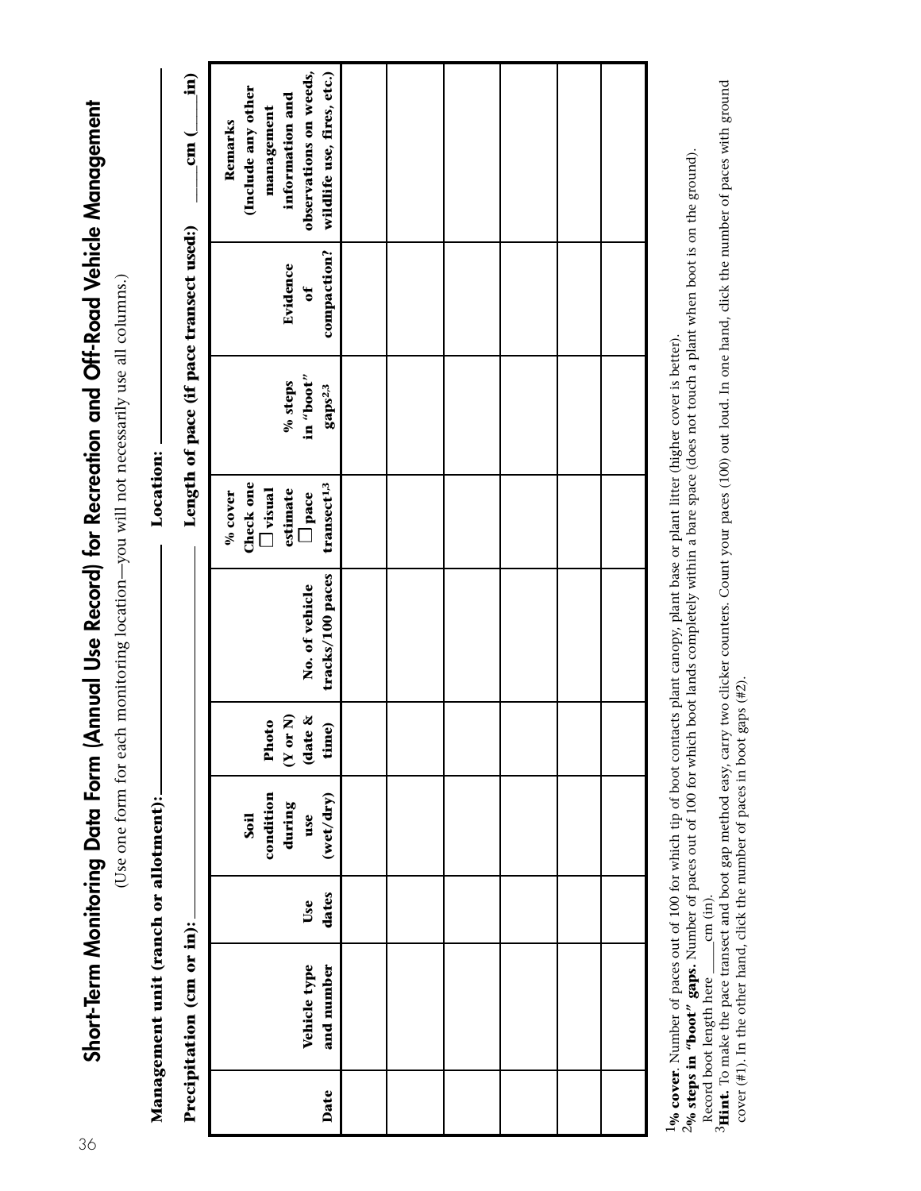# Short-Term Monitoring Data Form (Annual Use Record) for Recreation and Off-Road Vehicle Management

(Use one form for each monitoring location—you will not necessarily use all columns.)

**Management unit (ranch or allotment):** ______________ **Location:** ______________

**Precipitation (cm or in):** ______________ **Length of pace (if pace transect used):** ____cm (____in)

| Date | Vehicle type and number | Use dates | Soil condition during use (wet/dry) | Photo (Y or N) (date & time) | No. of vehicle tracks/100 paces | % cover Check one ☐ visual estimate ☐ pace transect[1,3] | % steps in "boot" gaps[2,3] | Evidence of compaction? | Remarks (Include any other management information and observations on weeds, wildlife use, fires, etc.) |
|---|---|---|---|---|---|---|---|---|---|
| | | | | | | | | | |
| | | | | | | | | | |
| | | | | | | | | | |
| | | | | | | | | | |
| | | | | | | | | | |
| | | | | | | | | | |

[1]**% cover.** Number of paces out of 100 for which tip of boot contacts plant canopy, plant base or plant litter (higher cover is better).

[2]**% steps in "boot" gaps.** Number of paces out of 100 for which boot lands completely within a bare space (does not touch a plant when boot is on the ground).
Record boot length here ____cm (in).

[3]**Hint.** To make the pace transect and boot gap method easy, carry two clicker counters. Count your paces (100) out loud. In one hand, click the number of paces with ground cover (#1). In the other hand, click the number of paces in boot gaps (#2).